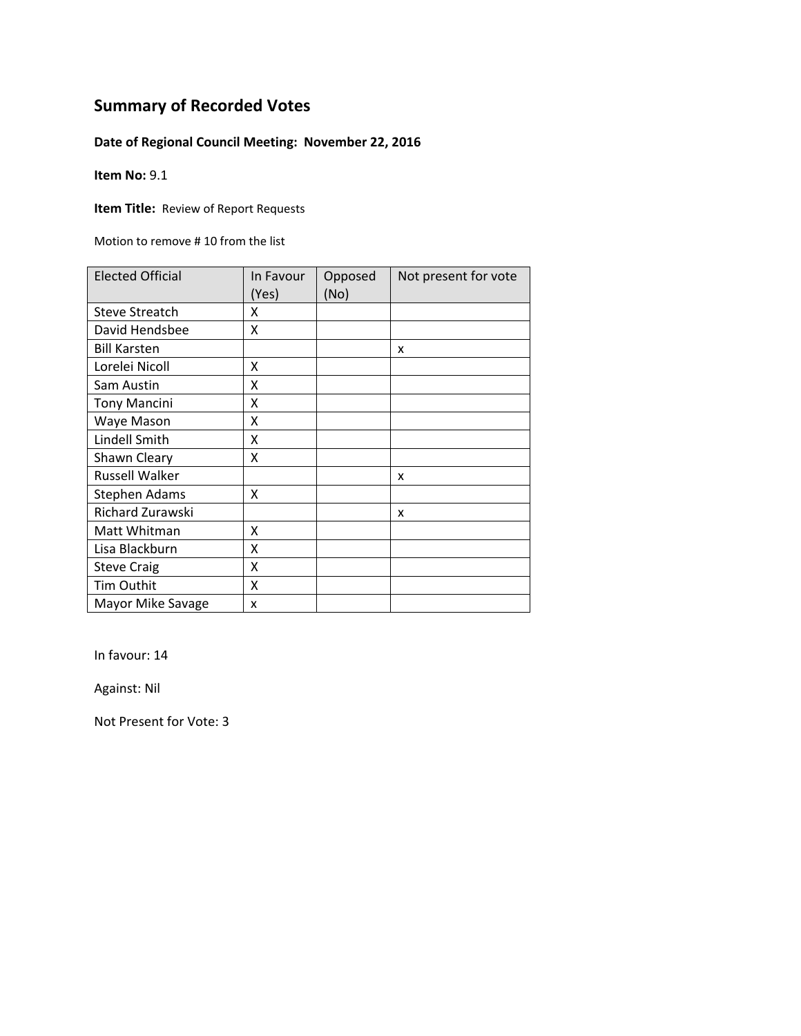# Summary of Recorded Votes

**Date of Regional Council Meeting: November 22, 2016**

**Item No:** 9.1

**Item Title:** Review of Report Requests

Motion to remove # 10 from the list

| Elected Official | In Favour (Yes) | Opposed (No) | Not present for vote |
|---|---|---|---|
| Steve Streatch | X | | |
| David Hendsbee | X | | |
| Bill Karsten | | | x |
| Lorelei Nicoll | X | | |
| Sam Austin | X | | |
| Tony Mancini | X | | |
| Waye Mason | X | | |
| Lindell Smith | X | | |
| Shawn Cleary | X | | |
| Russell Walker | | | x |
| Stephen Adams | X | | |
| Richard Zurawski | | | x |
| Matt Whitman | X | | |
| Lisa Blackburn | X | | |
| Steve Craig | X | | |
| Tim Outhit | X | | |
| Mayor Mike Savage | x | | |

In favour: 14

Against: Nil

Not Present for Vote: 3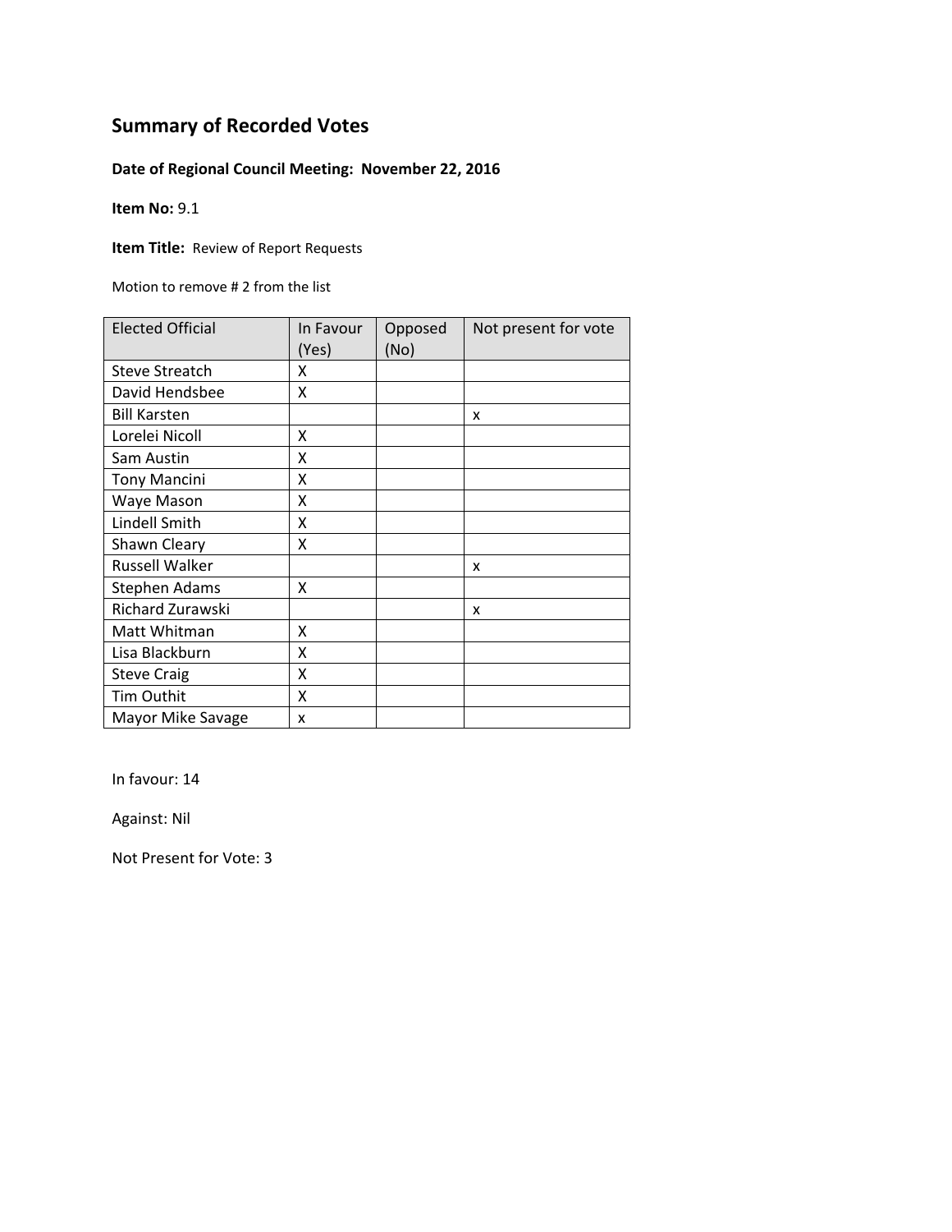# Summary of Recorded Votes

**Date of Regional Council Meeting: November 22, 2016**

**Item No:** 9.1

**Item Title:** Review of Report Requests

Motion to remove # 2 from the list

| Elected Official | In Favour (Yes) | Opposed (No) | Not present for vote |
|---|---|---|---|
| Steve Streatch | X | | |
| David Hendsbee | X | | |
| Bill Karsten | | | x |
| Lorelei Nicoll | X | | |
| Sam Austin | X | | |
| Tony Mancini | X | | |
| Waye Mason | X | | |
| Lindell Smith | X | | |
| Shawn Cleary | X | | |
| Russell Walker | | | x |
| Stephen Adams | X | | |
| Richard Zurawski | | | x |
| Matt Whitman | X | | |
| Lisa Blackburn | X | | |
| Steve Craig | X | | |
| Tim Outhit | X | | |
| Mayor Mike Savage | x | | |

In favour: 14

Against: Nil

Not Present for Vote: 3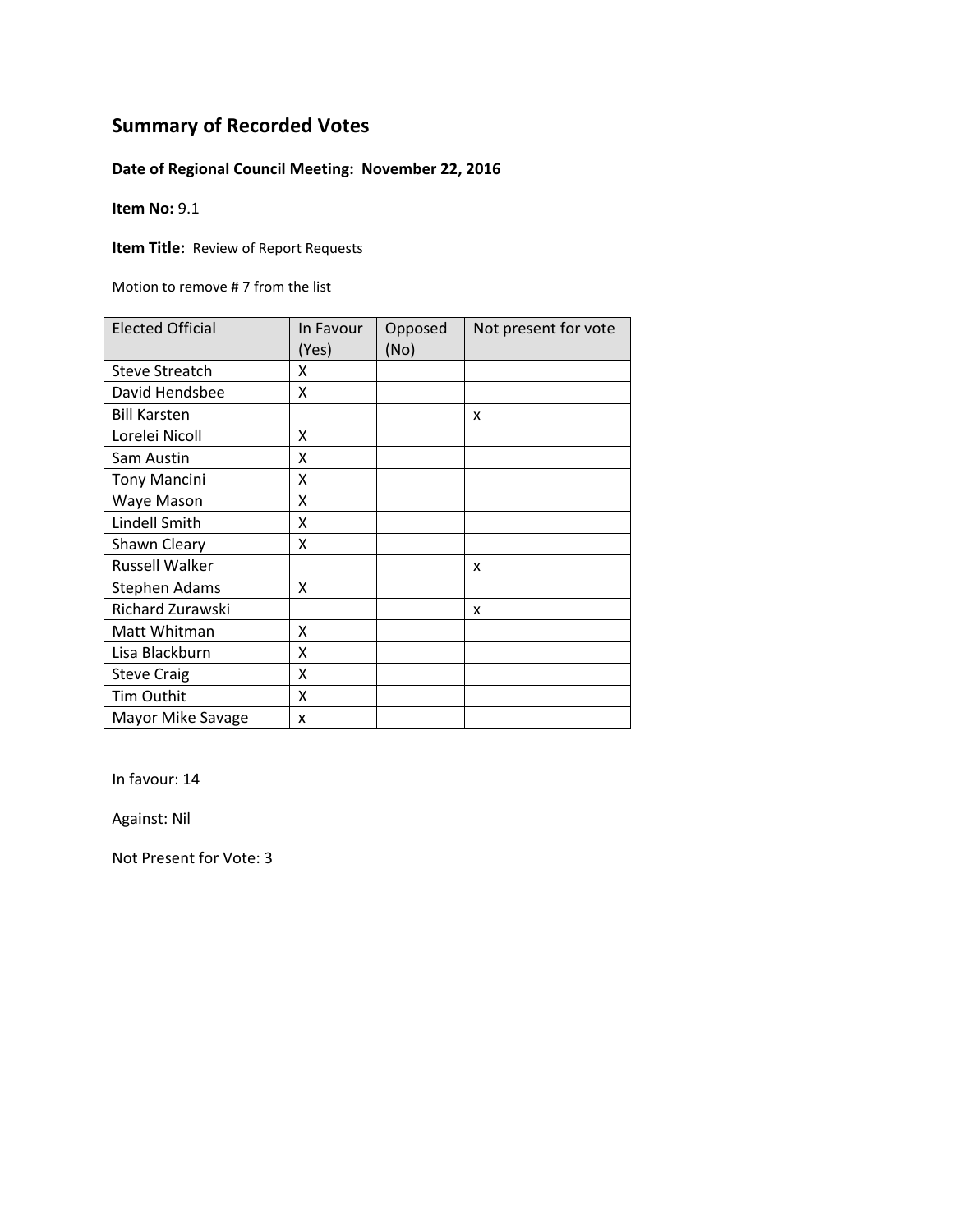## Summary of Recorded Votes

**Date of Regional Council Meeting: November 22, 2016**

**Item No:** 9.1

**Item Title:** Review of Report Requests

Motion to remove # 7 from the list

| Elected Official | In Favour (Yes) | Opposed (No) | Not present for vote |
|---|---|---|---|
| Steve Streatch | X | | |
| David Hendsbee | X | | |
| Bill Karsten | | | x |
| Lorelei Nicoll | X | | |
| Sam Austin | X | | |
| Tony Mancini | X | | |
| Waye Mason | X | | |
| Lindell Smith | X | | |
| Shawn Cleary | X | | |
| Russell Walker | | | x |
| Stephen Adams | X | | |
| Richard Zurawski | | | x |
| Matt Whitman | X | | |
| Lisa Blackburn | X | | |
| Steve Craig | X | | |
| Tim Outhit | X | | |
| Mayor Mike Savage | x | | |

In favour: 14

Against: Nil

Not Present for Vote: 3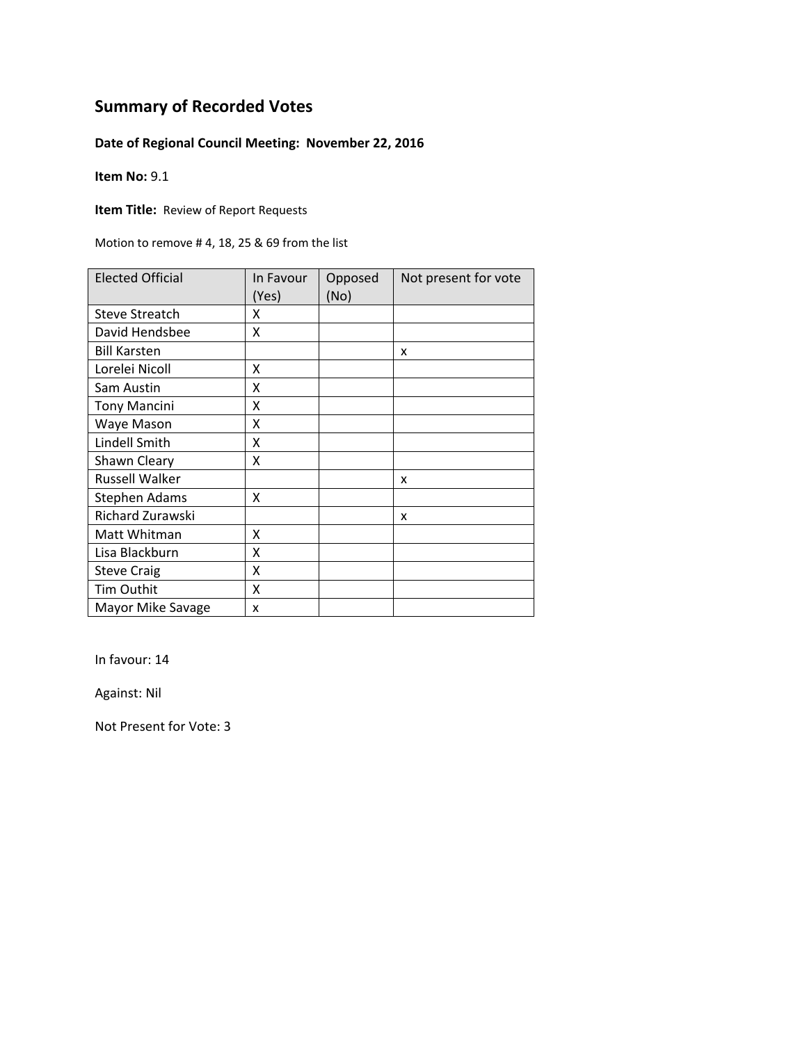# Summary of Recorded Votes

**Date of Regional Council Meeting: November 22, 2016**

**Item No:** 9.1

**Item Title:** Review of Report Requests

Motion to remove # 4, 18, 25 & 69 from the list

| Elected Official | In Favour (Yes) | Opposed (No) | Not present for vote |
|---|---|---|---|
| Steve Streatch | X | | |
| David Hendsbee | X | | |
| Bill Karsten | | | x |
| Lorelei Nicoll | X | | |
| Sam Austin | X | | |
| Tony Mancini | X | | |
| Waye Mason | X | | |
| Lindell Smith | X | | |
| Shawn Cleary | X | | |
| Russell Walker | | | x |
| Stephen Adams | X | | |
| Richard Zurawski | | | x |
| Matt Whitman | X | | |
| Lisa Blackburn | X | | |
| Steve Craig | X | | |
| Tim Outhit | X | | |
| Mayor Mike Savage | x | | |

In favour: 14

Against: Nil

Not Present for Vote: 3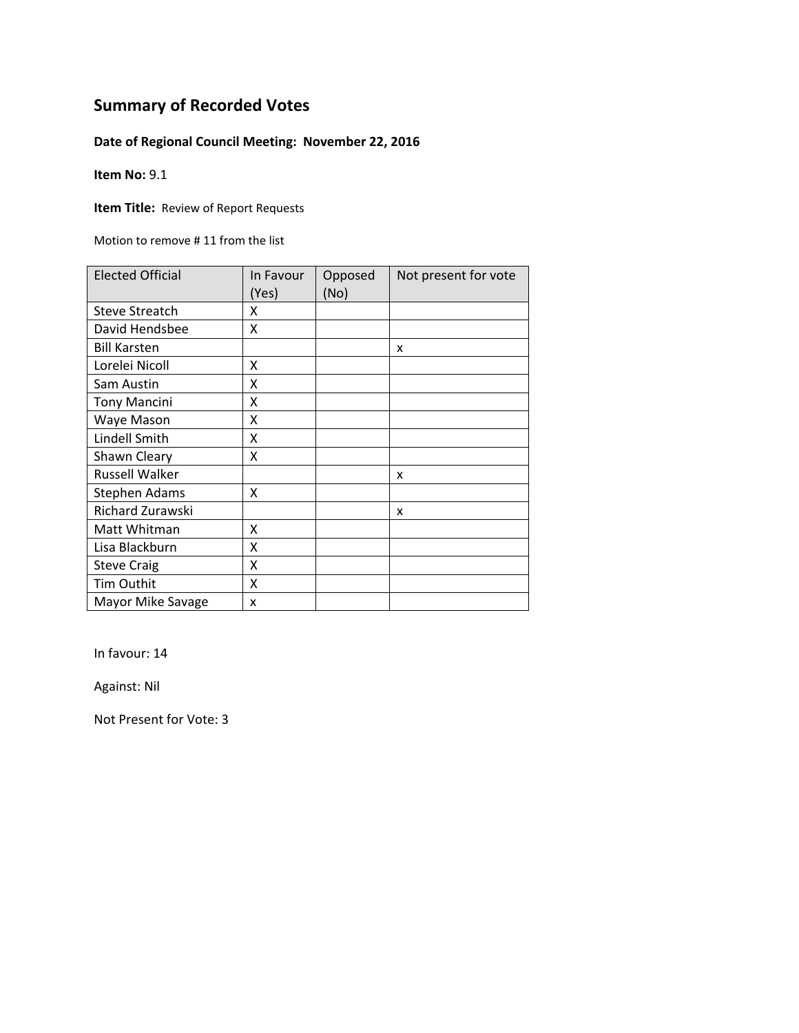## Summary of Recorded Votes

**Date of Regional Council Meeting: November 22, 2016**

**Item No:** 9.1

**Item Title:** Review of Report Requests

Motion to remove # 11 from the list

| Elected Official | In Favour (Yes) | Opposed (No) | Not present for vote |
|---|---|---|---|
| Steve Streatch | X | | |
| David Hendsbee | X | | |
| Bill Karsten | | | x |
| Lorelei Nicoll | X | | |
| Sam Austin | X | | |
| Tony Mancini | X | | |
| Waye Mason | X | | |
| Lindell Smith | X | | |
| Shawn Cleary | X | | |
| Russell Walker | | | x |
| Stephen Adams | X | | |
| Richard Zurawski | | | x |
| Matt Whitman | X | | |
| Lisa Blackburn | X | | |
| Steve Craig | X | | |
| Tim Outhit | X | | |
| Mayor Mike Savage | x | | |

In favour: 14

Against: Nil

Not Present for Vote: 3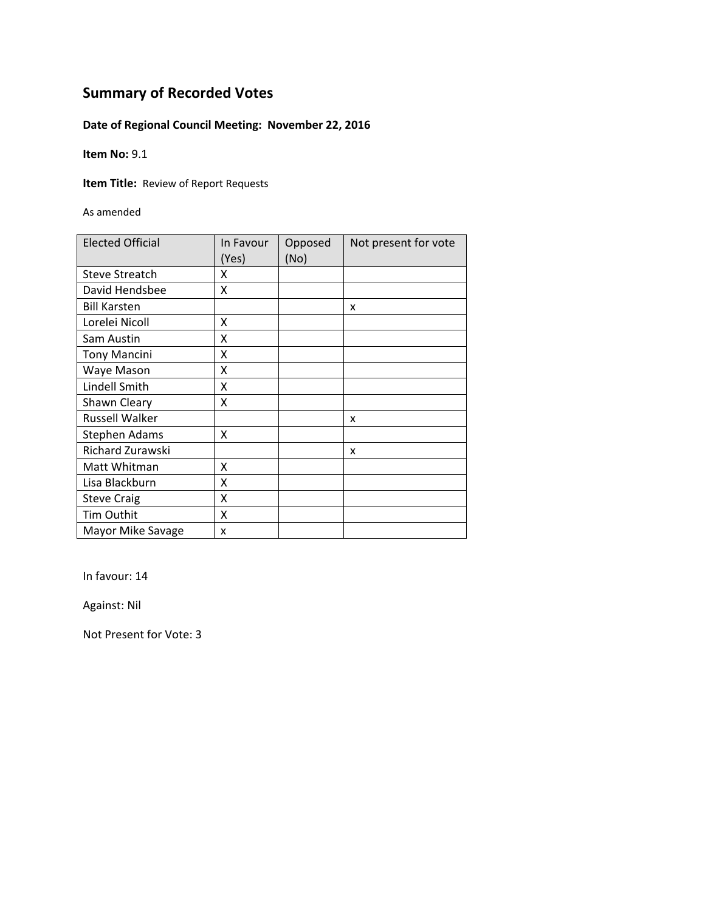# Summary of Recorded Votes

**Date of Regional Council Meeting: November 22, 2016**

**Item No:** 9.1

**Item Title:** Review of Report Requests

As amended

| Elected Official | In Favour (Yes) | Opposed (No) | Not present for vote |
|---|---|---|---|
| Steve Streatch | X | | |
| David Hendsbee | X | | |
| Bill Karsten | | | x |
| Lorelei Nicoll | X | | |
| Sam Austin | X | | |
| Tony Mancini | X | | |
| Waye Mason | X | | |
| Lindell Smith | X | | |
| Shawn Cleary | X | | |
| Russell Walker | | | x |
| Stephen Adams | X | | |
| Richard Zurawski | | | x |
| Matt Whitman | X | | |
| Lisa Blackburn | X | | |
| Steve Craig | X | | |
| Tim Outhit | X | | |
| Mayor Mike Savage | x | | |

In favour: 14

Against: Nil

Not Present for Vote: 3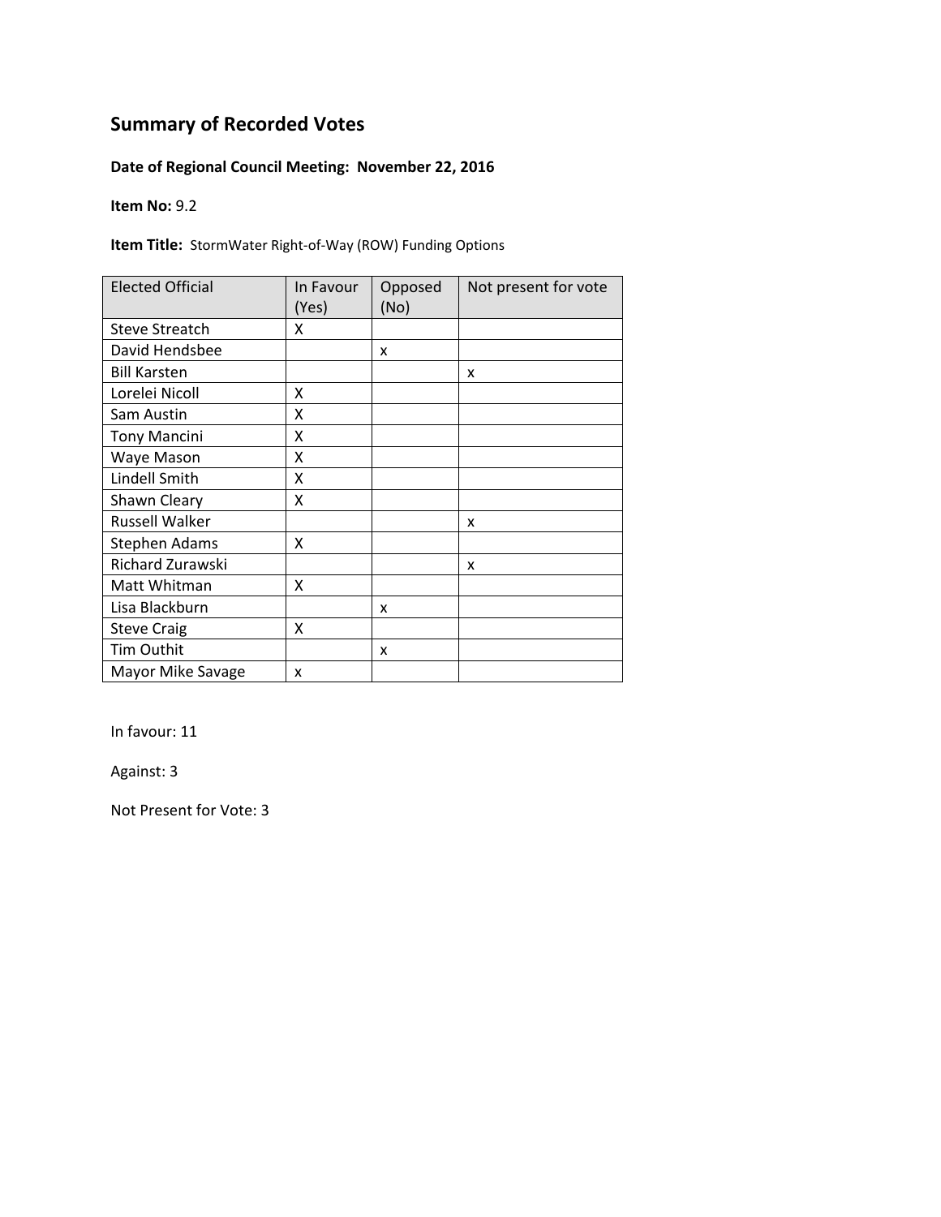## Summary of Recorded Votes

**Date of Regional Council Meeting: November 22, 2016**

**Item No:** 9.2

**Item Title:** StormWater Right-of-Way (ROW) Funding Options

| Elected Official | In Favour (Yes) | Opposed (No) | Not present for vote |
|---|---|---|---|
| Steve Streatch | X | | |
| David Hendsbee | | x | |
| Bill Karsten | | | x |
| Lorelei Nicoll | X | | |
| Sam Austin | X | | |
| Tony Mancini | X | | |
| Waye Mason | X | | |
| Lindell Smith | X | | |
| Shawn Cleary | X | | |
| Russell Walker | | | x |
| Stephen Adams | X | | |
| Richard Zurawski | | | x |
| Matt Whitman | X | | |
| Lisa Blackburn | | x | |
| Steve Craig | X | | |
| Tim Outhit | | x | |
| Mayor Mike Savage | x | | |

In favour: 11

Against: 3

Not Present for Vote: 3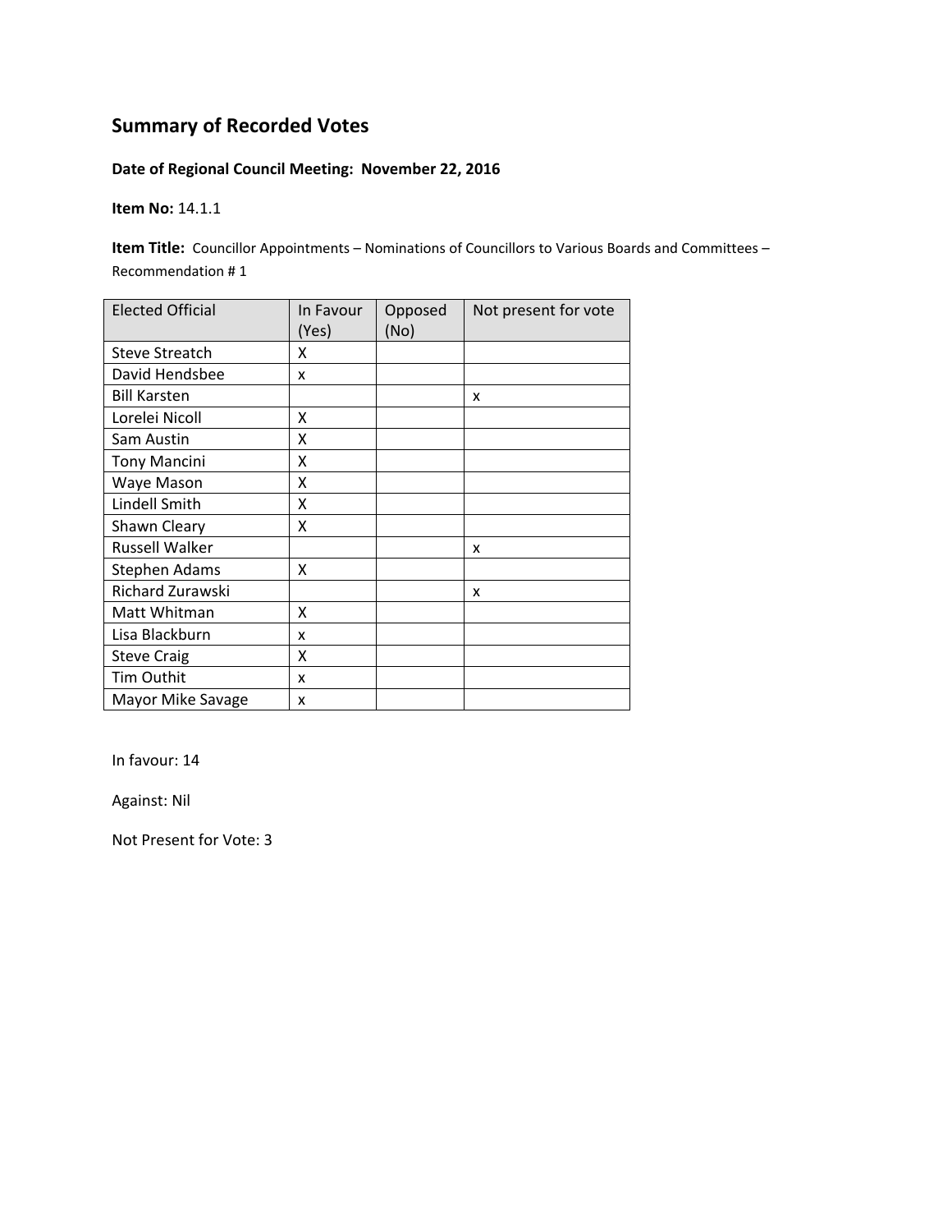# Summary of Recorded Votes

**Date of Regional Council Meeting: November 22, 2016**

**Item No:** 14.1.1

**Item Title:** Councillor Appointments – Nominations of Councillors to Various Boards and Committees – Recommendation # 1

| Elected Official | In Favour (Yes) | Opposed (No) | Not present for vote |
|---|---|---|---|
| Steve Streatch | X | | |
| David Hendsbee | x | | |
| Bill Karsten | | | x |
| Lorelei Nicoll | X | | |
| Sam Austin | X | | |
| Tony Mancini | X | | |
| Waye Mason | X | | |
| Lindell Smith | X | | |
| Shawn Cleary | X | | |
| Russell Walker | | | x |
| Stephen Adams | X | | |
| Richard Zurawski | | | x |
| Matt Whitman | X | | |
| Lisa Blackburn | x | | |
| Steve Craig | X | | |
| Tim Outhit | x | | |
| Mayor Mike Savage | x | | |

In favour: 14

Against: Nil

Not Present for Vote: 3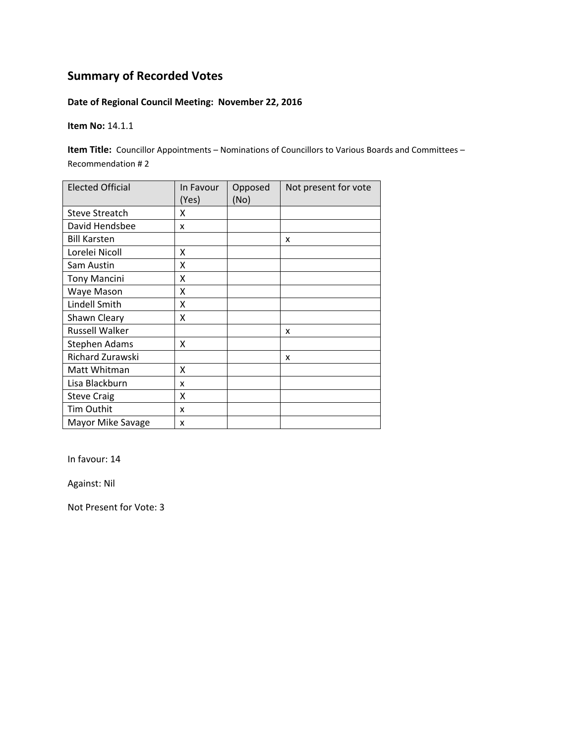## Summary of Recorded Votes

**Date of Regional Council Meeting: November 22, 2016**

**Item No:** 14.1.1

**Item Title:** Councillor Appointments – Nominations of Councillors to Various Boards and Committees – Recommendation # 2

| Elected Official | In Favour (Yes) | Opposed (No) | Not present for vote |
|---|---|---|---|
| Steve Streatch | X | | |
| David Hendsbee | x | | |
| Bill Karsten | | | x |
| Lorelei Nicoll | X | | |
| Sam Austin | X | | |
| Tony Mancini | X | | |
| Waye Mason | X | | |
| Lindell Smith | X | | |
| Shawn Cleary | X | | |
| Russell Walker | | | x |
| Stephen Adams | X | | |
| Richard Zurawski | | | x |
| Matt Whitman | X | | |
| Lisa Blackburn | x | | |
| Steve Craig | X | | |
| Tim Outhit | x | | |
| Mayor Mike Savage | x | | |

In favour: 14

Against: Nil

Not Present for Vote: 3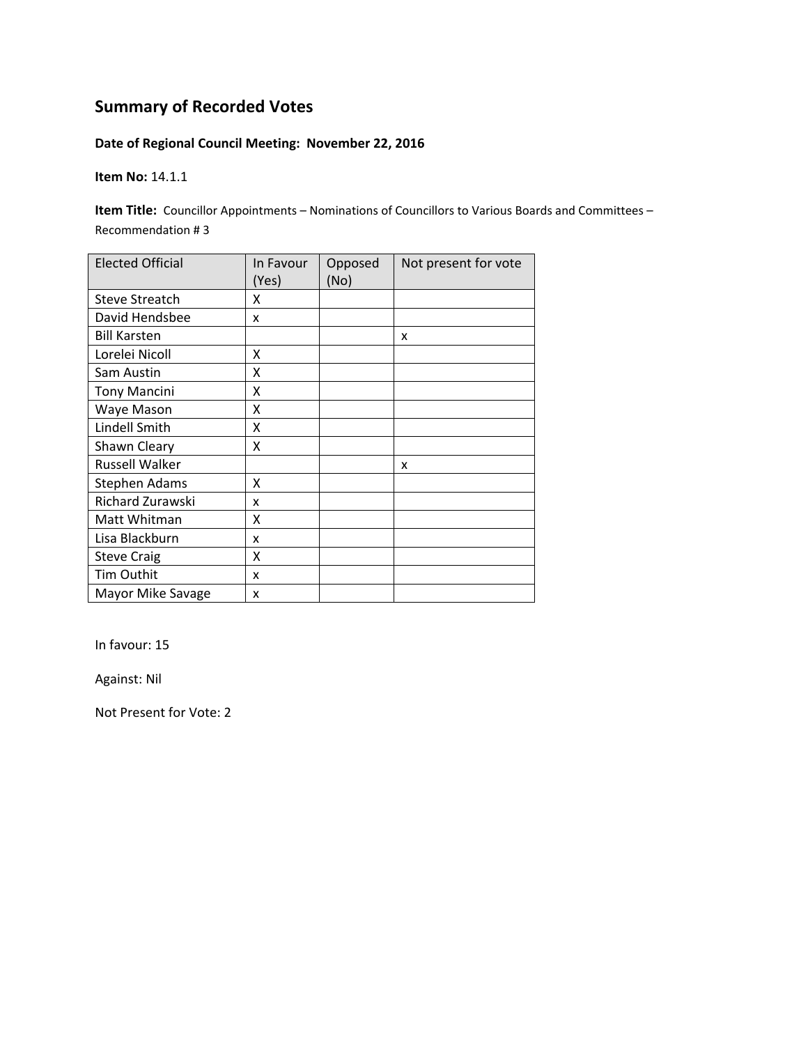## Summary of Recorded Votes

**Date of Regional Council Meeting: November 22, 2016**

**Item No:** 14.1.1

**Item Title:** Councillor Appointments – Nominations of Councillors to Various Boards and Committees – Recommendation # 3

| Elected Official | In Favour (Yes) | Opposed (No) | Not present for vote |
|---|---|---|---|
| Steve Streatch | X | | |
| David Hendsbee | x | | |
| Bill Karsten | | | x |
| Lorelei Nicoll | X | | |
| Sam Austin | X | | |
| Tony Mancini | X | | |
| Waye Mason | X | | |
| Lindell Smith | X | | |
| Shawn Cleary | X | | |
| Russell Walker | | | x |
| Stephen Adams | X | | |
| Richard Zurawski | x | | |
| Matt Whitman | X | | |
| Lisa Blackburn | x | | |
| Steve Craig | X | | |
| Tim Outhit | x | | |
| Mayor Mike Savage | x | | |

In favour: 15

Against: Nil

Not Present for Vote: 2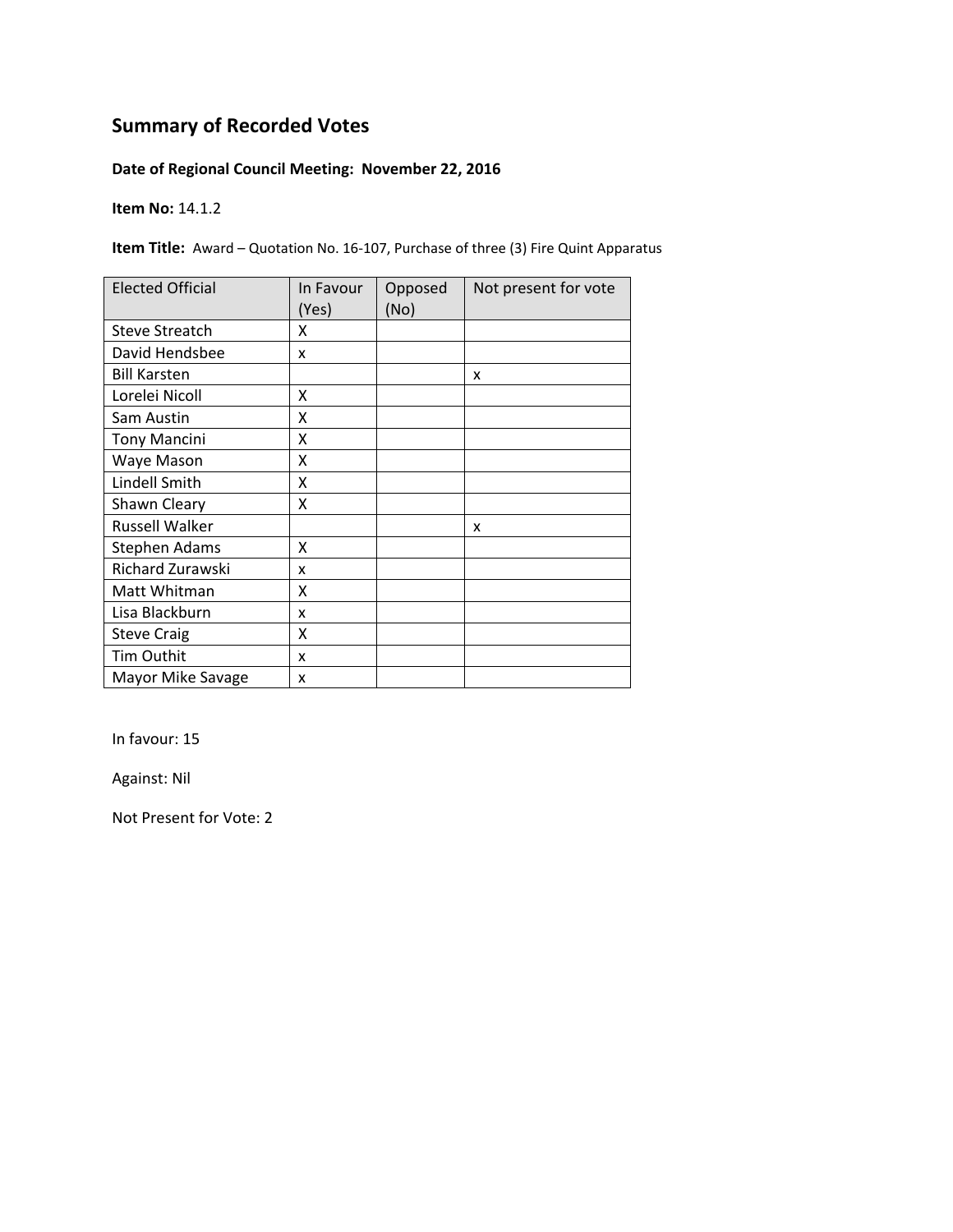## Summary of Recorded Votes

**Date of Regional Council Meeting: November 22, 2016**

**Item No:** 14.1.2

**Item Title:** Award – Quotation No. 16-107, Purchase of three (3) Fire Quint Apparatus

| Elected Official | In Favour (Yes) | Opposed (No) | Not present for vote |
|---|---|---|---|
| Steve Streatch | X | | |
| David Hendsbee | x | | |
| Bill Karsten | | | x |
| Lorelei Nicoll | X | | |
| Sam Austin | X | | |
| Tony Mancini | X | | |
| Waye Mason | X | | |
| Lindell Smith | X | | |
| Shawn Cleary | X | | |
| Russell Walker | | | x |
| Stephen Adams | X | | |
| Richard Zurawski | x | | |
| Matt Whitman | X | | |
| Lisa Blackburn | x | | |
| Steve Craig | X | | |
| Tim Outhit | x | | |
| Mayor Mike Savage | x | | |

In favour: 15

Against: Nil

Not Present for Vote: 2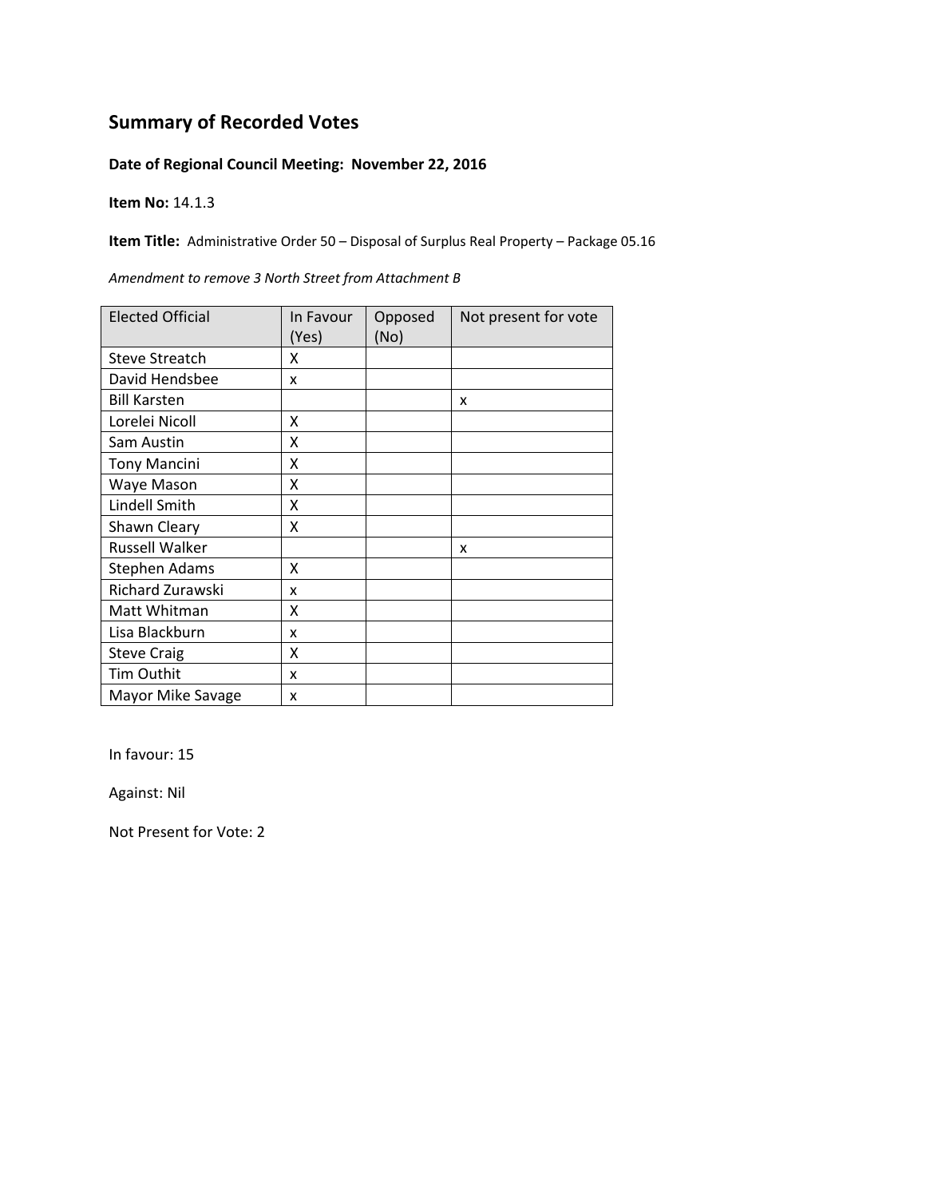## Summary of Recorded Votes

**Date of Regional Council Meeting: November 22, 2016**

**Item No:** 14.1.3

**Item Title:** Administrative Order 50 – Disposal of Surplus Real Property – Package 05.16

*Amendment to remove 3 North Street from Attachment B*

| Elected Official | In Favour (Yes) | Opposed (No) | Not present for vote |
|---|---|---|---|
| Steve Streatch | X | | |
| David Hendsbee | x | | |
| Bill Karsten | | | x |
| Lorelei Nicoll | X | | |
| Sam Austin | X | | |
| Tony Mancini | X | | |
| Waye Mason | X | | |
| Lindell Smith | X | | |
| Shawn Cleary | X | | |
| Russell Walker | | | x |
| Stephen Adams | X | | |
| Richard Zurawski | x | | |
| Matt Whitman | X | | |
| Lisa Blackburn | x | | |
| Steve Craig | X | | |
| Tim Outhit | x | | |
| Mayor Mike Savage | x | | |

In favour: 15

Against: Nil

Not Present for Vote: 2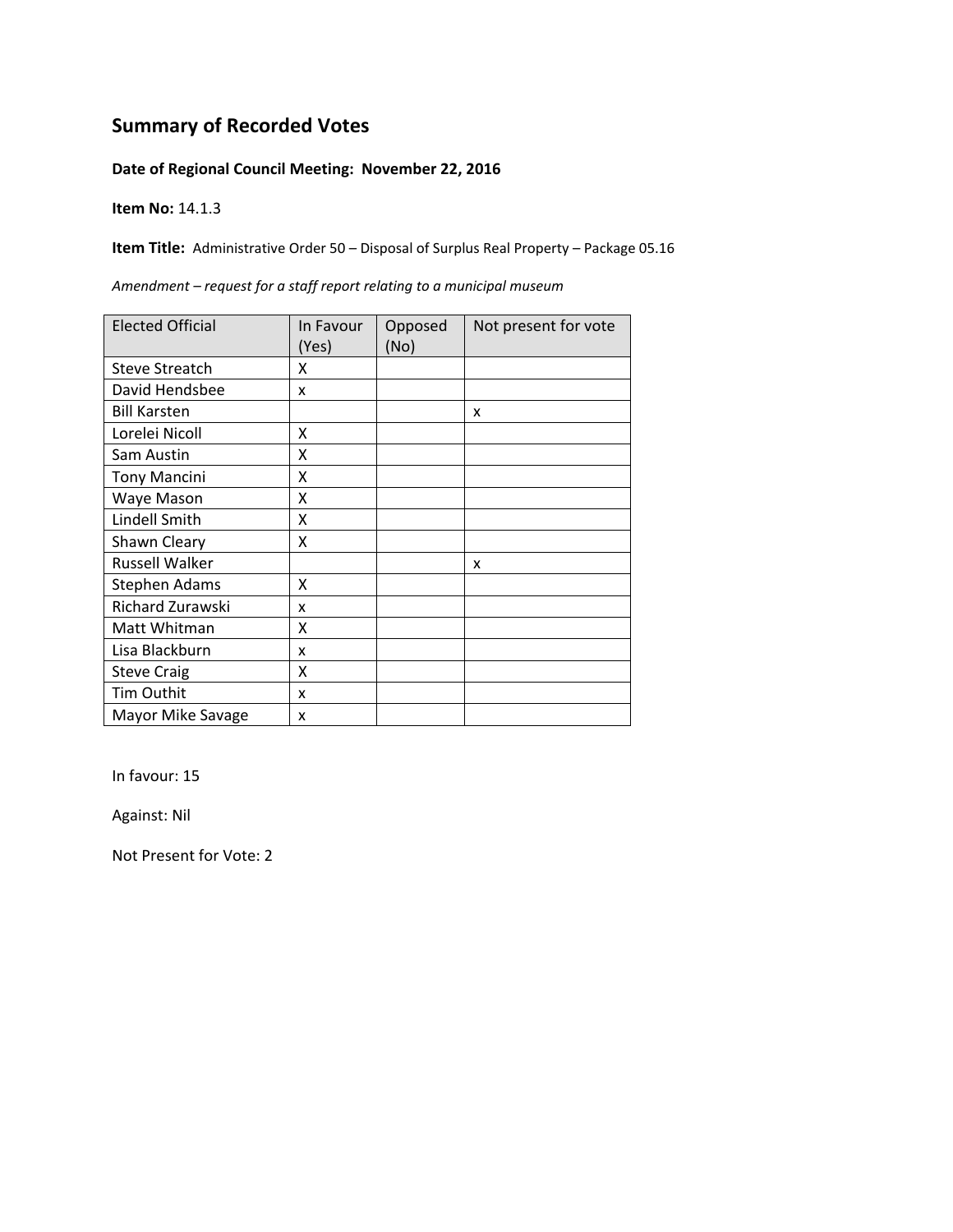# Summary of Recorded Votes

**Date of Regional Council Meeting: November 22, 2016**

**Item No:** 14.1.3

**Item Title:** Administrative Order 50 – Disposal of Surplus Real Property – Package 05.16

*Amendment – request for a staff report relating to a municipal museum*

| Elected Official | In Favour (Yes) | Opposed (No) | Not present for vote |
|---|---|---|---|
| Steve Streatch | X | | |
| David Hendsbee | x | | |
| Bill Karsten | | | x |
| Lorelei Nicoll | X | | |
| Sam Austin | X | | |
| Tony Mancini | X | | |
| Waye Mason | X | | |
| Lindell Smith | X | | |
| Shawn Cleary | X | | |
| Russell Walker | | | x |
| Stephen Adams | X | | |
| Richard Zurawski | x | | |
| Matt Whitman | X | | |
| Lisa Blackburn | x | | |
| Steve Craig | X | | |
| Tim Outhit | x | | |
| Mayor Mike Savage | x | | |

In favour: 15

Against: Nil

Not Present for Vote: 2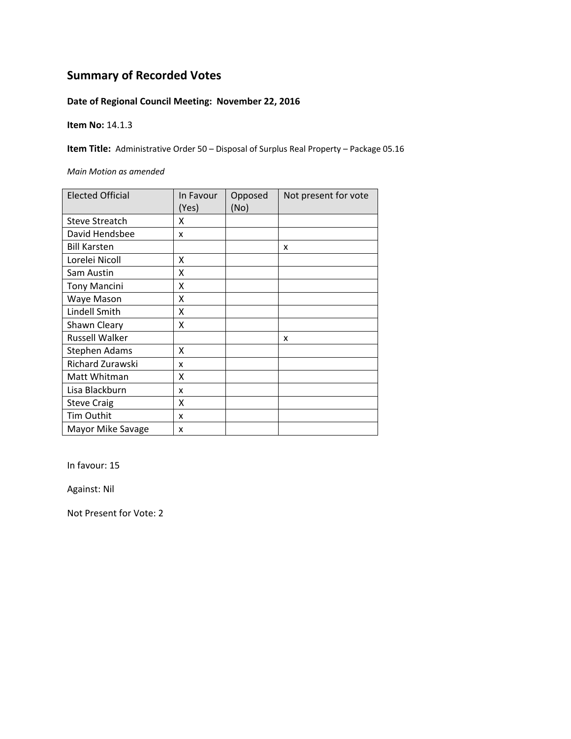## Summary of Recorded Votes

**Date of Regional Council Meeting: November 22, 2016**

**Item No:** 14.1.3

**Item Title:** Administrative Order 50 – Disposal of Surplus Real Property – Package 05.16

*Main Motion as amended*

| Elected Official | In Favour (Yes) | Opposed (No) | Not present for vote |
|---|---|---|---|
| Steve Streatch | X | | |
| David Hendsbee | x | | |
| Bill Karsten | | | x |
| Lorelei Nicoll | X | | |
| Sam Austin | X | | |
| Tony Mancini | X | | |
| Waye Mason | X | | |
| Lindell Smith | X | | |
| Shawn Cleary | X | | |
| Russell Walker | | | x |
| Stephen Adams | X | | |
| Richard Zurawski | x | | |
| Matt Whitman | X | | |
| Lisa Blackburn | x | | |
| Steve Craig | X | | |
| Tim Outhit | x | | |
| Mayor Mike Savage | x | | |

In favour: 15

Against: Nil

Not Present for Vote: 2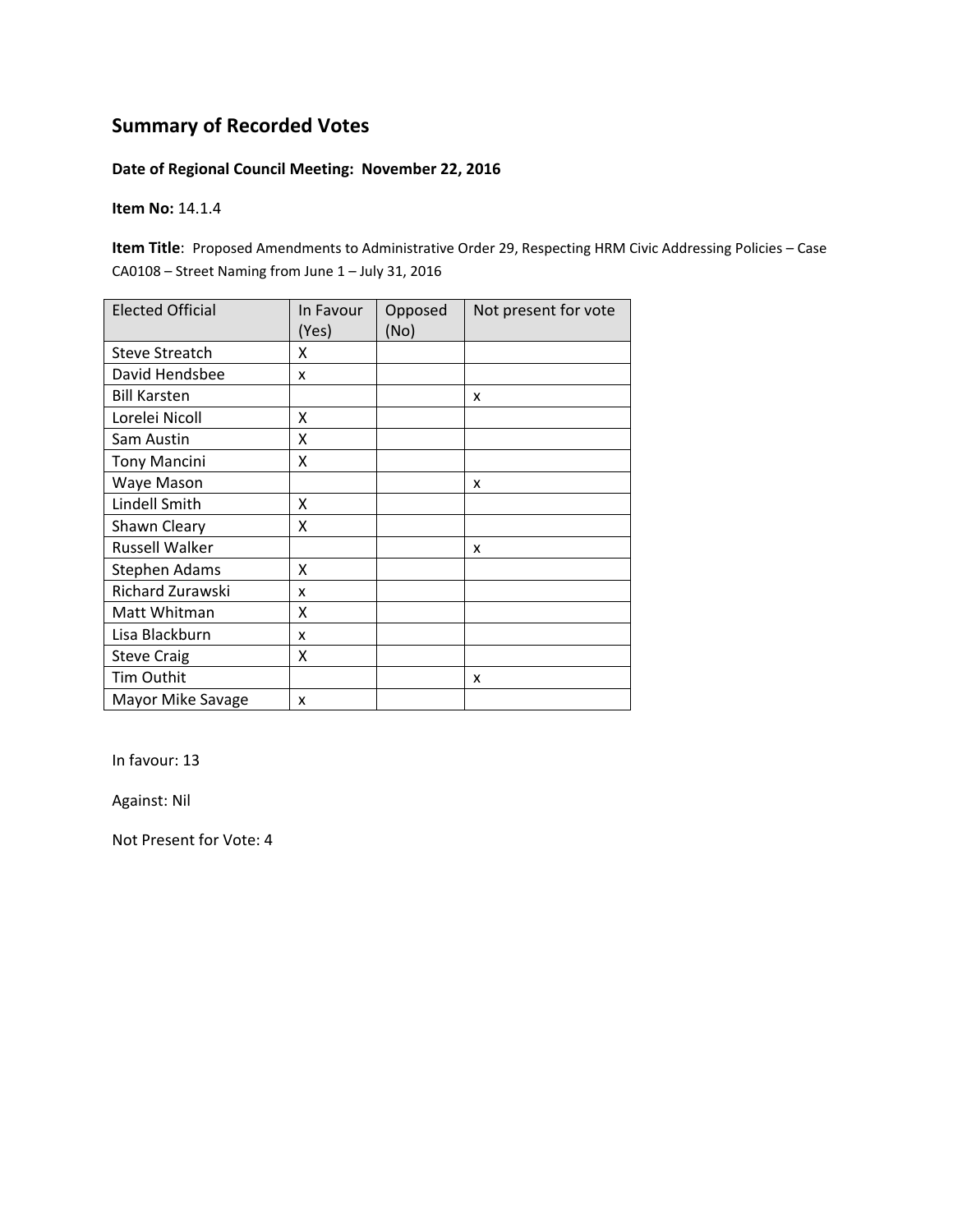# Summary of Recorded Votes

**Date of Regional Council Meeting: November 22, 2016**

**Item No:** 14.1.4

**Item Title**: Proposed Amendments to Administrative Order 29, Respecting HRM Civic Addressing Policies – Case CA0108 – Street Naming from June 1 – July 31, 2016

| Elected Official | In Favour (Yes) | Opposed (No) | Not present for vote |
|---|---|---|---|
| Steve Streatch | X | | |
| David Hendsbee | x | | |
| Bill Karsten | | | x |
| Lorelei Nicoll | X | | |
| Sam Austin | X | | |
| Tony Mancini | X | | |
| Waye Mason | | | x |
| Lindell Smith | X | | |
| Shawn Cleary | X | | |
| Russell Walker | | | x |
| Stephen Adams | X | | |
| Richard Zurawski | x | | |
| Matt Whitman | X | | |
| Lisa Blackburn | x | | |
| Steve Craig | X | | |
| Tim Outhit | | | x |
| Mayor Mike Savage | x | | |

In favour: 13

Against: Nil

Not Present for Vote: 4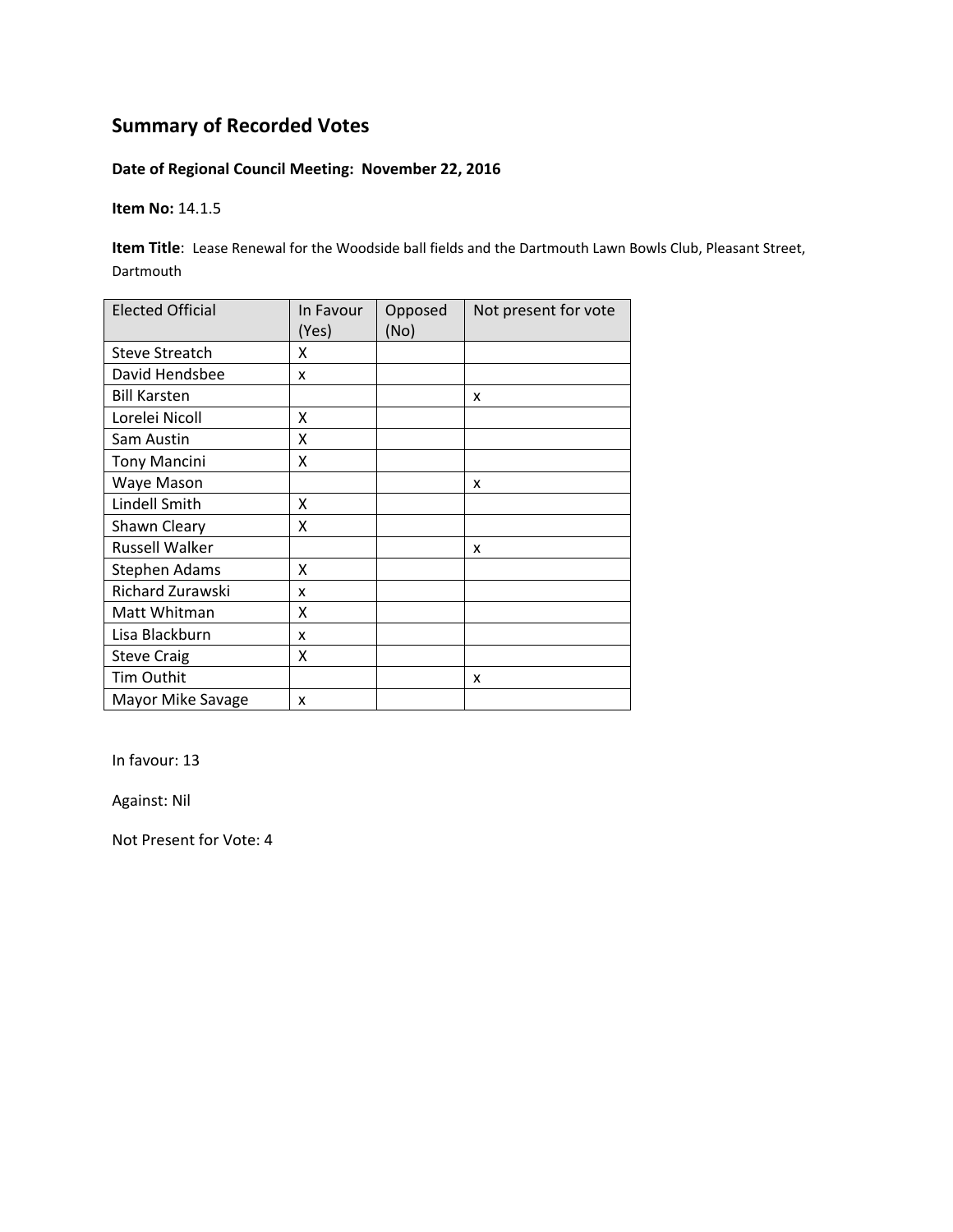## Summary of Recorded Votes

**Date of Regional Council Meeting: November 22, 2016**

**Item No:** 14.1.5

**Item Title**: Lease Renewal for the Woodside ball fields and the Dartmouth Lawn Bowls Club, Pleasant Street, Dartmouth

| Elected Official | In Favour (Yes) | Opposed (No) | Not present for vote |
|---|---|---|---|
| Steve Streatch | X | | |
| David Hendsbee | x | | |
| Bill Karsten | | | x |
| Lorelei Nicoll | X | | |
| Sam Austin | X | | |
| Tony Mancini | X | | |
| Waye Mason | | | x |
| Lindell Smith | X | | |
| Shawn Cleary | X | | |
| Russell Walker | | | x |
| Stephen Adams | X | | |
| Richard Zurawski | x | | |
| Matt Whitman | X | | |
| Lisa Blackburn | x | | |
| Steve Craig | X | | |
| Tim Outhit | | | x |
| Mayor Mike Savage | x | | |

In favour: 13

Against: Nil

Not Present for Vote: 4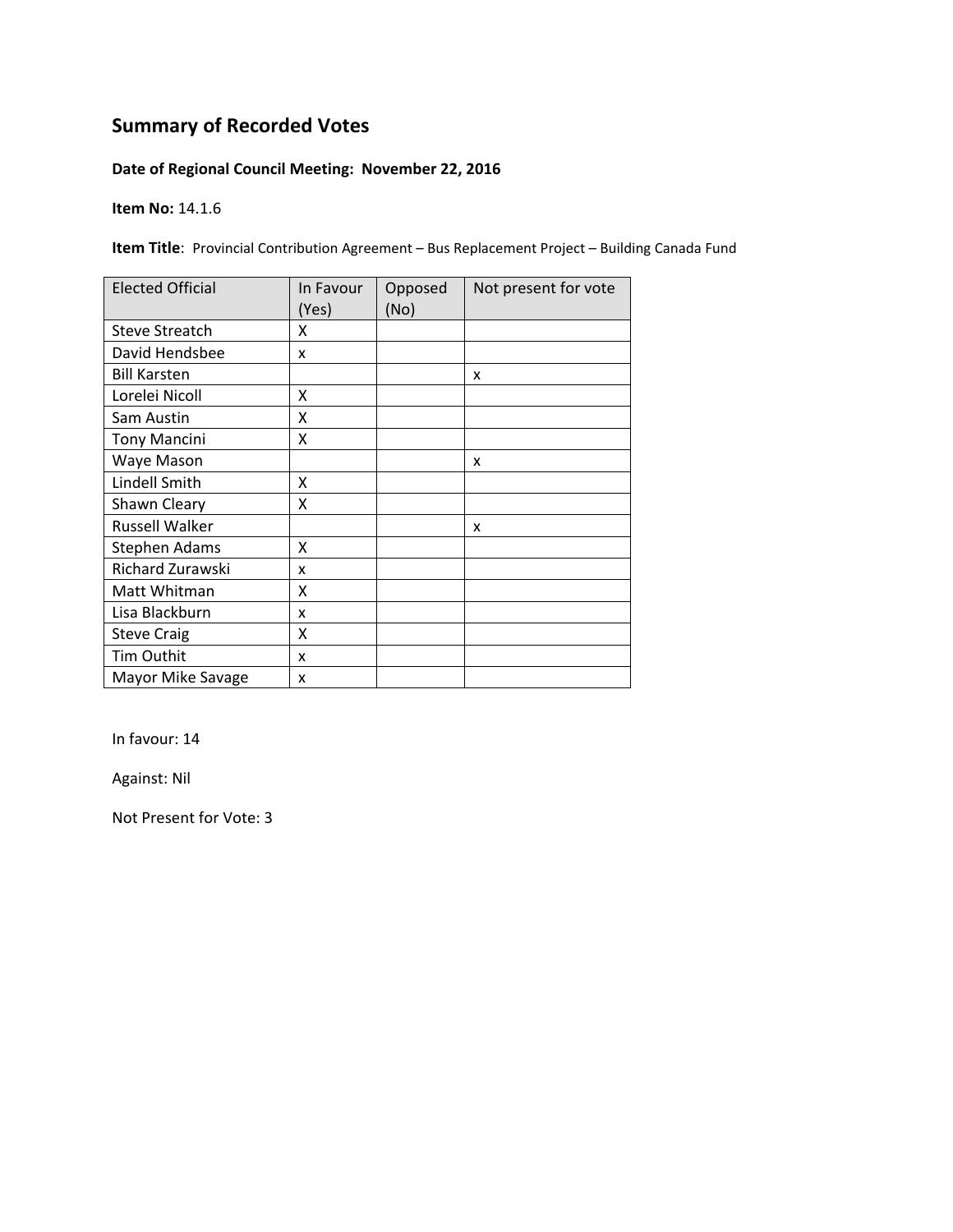# Summary of Recorded Votes

**Date of Regional Council Meeting: November 22, 2016**

**Item No:** 14.1.6

**Item Title**: Provincial Contribution Agreement – Bus Replacement Project – Building Canada Fund

| Elected Official | In Favour (Yes) | Opposed (No) | Not present for vote |
|---|---|---|---|
| Steve Streatch | X | | |
| David Hendsbee | x | | |
| Bill Karsten | | | x |
| Lorelei Nicoll | X | | |
| Sam Austin | X | | |
| Tony Mancini | X | | |
| Waye Mason | | | x |
| Lindell Smith | X | | |
| Shawn Cleary | X | | |
| Russell Walker | | | x |
| Stephen Adams | X | | |
| Richard Zurawski | x | | |
| Matt Whitman | X | | |
| Lisa Blackburn | x | | |
| Steve Craig | X | | |
| Tim Outhit | x | | |
| Mayor Mike Savage | x | | |

In favour: 14

Against: Nil

Not Present for Vote: 3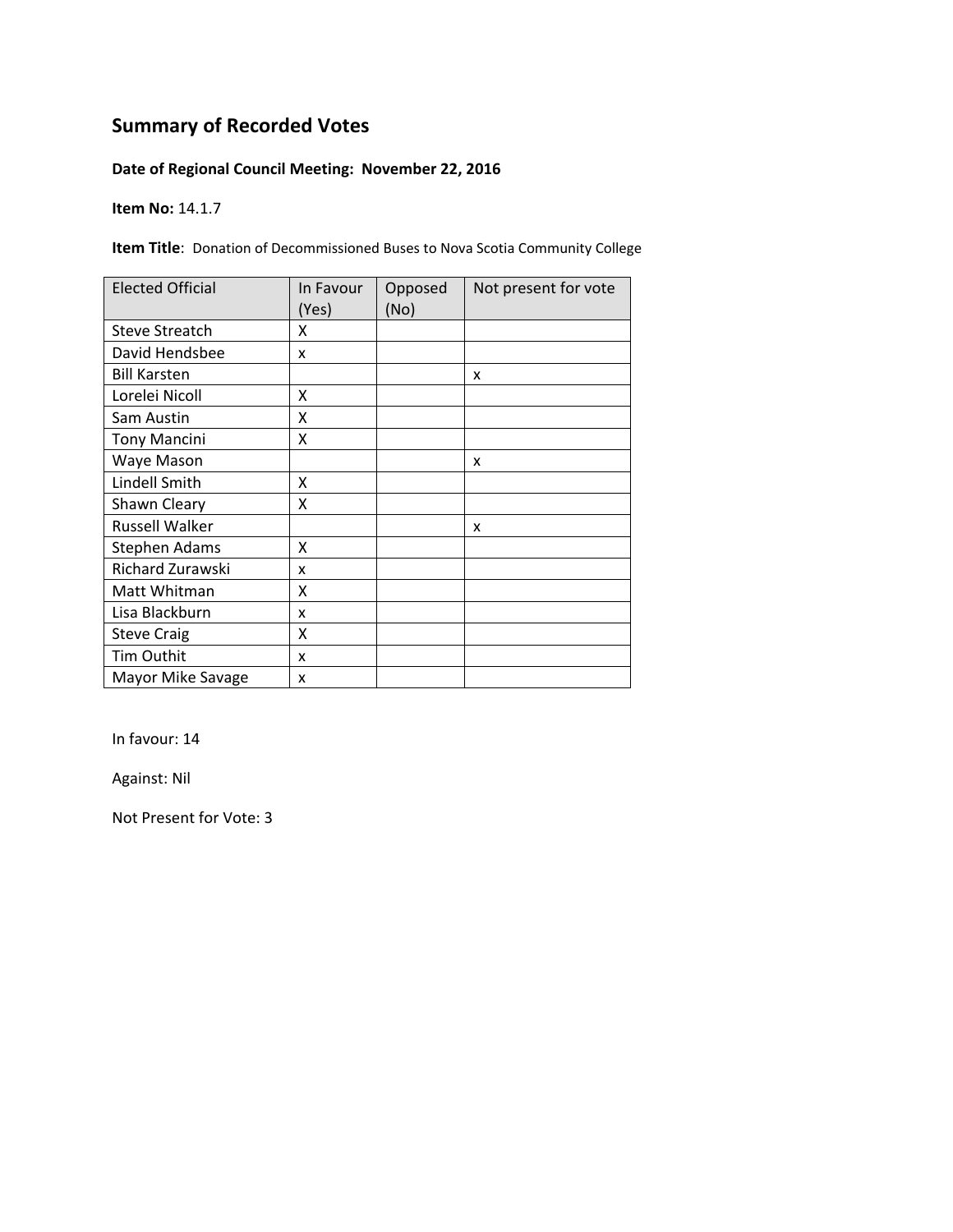# Summary of Recorded Votes

**Date of Regional Council Meeting: November 22, 2016**

**Item No:** 14.1.7

**Item Title**: Donation of Decommissioned Buses to Nova Scotia Community College

| Elected Official | In Favour (Yes) | Opposed (No) | Not present for vote |
|---|---|---|---|
| Steve Streatch | X | | |
| David Hendsbee | x | | |
| Bill Karsten | | | x |
| Lorelei Nicoll | X | | |
| Sam Austin | X | | |
| Tony Mancini | X | | |
| Waye Mason | | | x |
| Lindell Smith | X | | |
| Shawn Cleary | X | | |
| Russell Walker | | | x |
| Stephen Adams | X | | |
| Richard Zurawski | x | | |
| Matt Whitman | X | | |
| Lisa Blackburn | x | | |
| Steve Craig | X | | |
| Tim Outhit | x | | |
| Mayor Mike Savage | x | | |

In favour: 14

Against: Nil

Not Present for Vote: 3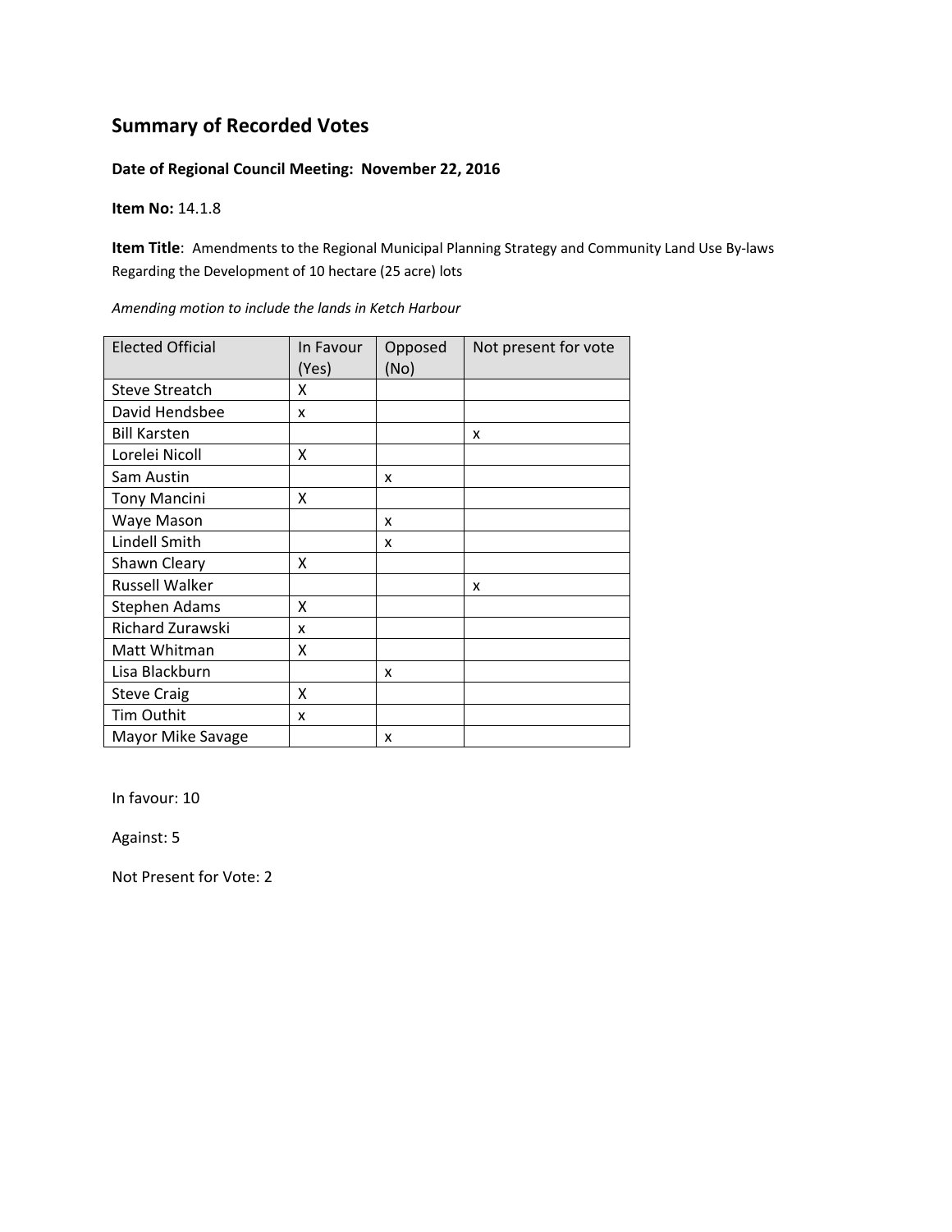## Summary of Recorded Votes

**Date of Regional Council Meeting: November 22, 2016**

**Item No:** 14.1.8

**Item Title**: Amendments to the Regional Municipal Planning Strategy and Community Land Use By-laws Regarding the Development of 10 hectare (25 acre) lots

*Amending motion to include the lands in Ketch Harbour*

| Elected Official | In Favour (Yes) | Opposed (No) | Not present for vote |
|---|---|---|---|
| Steve Streatch | X | | |
| David Hendsbee | x | | |
| Bill Karsten | | | x |
| Lorelei Nicoll | X | | |
| Sam Austin | | x | |
| Tony Mancini | X | | |
| Waye Mason | | x | |
| Lindell Smith | | x | |
| Shawn Cleary | X | | |
| Russell Walker | | | x |
| Stephen Adams | X | | |
| Richard Zurawski | x | | |
| Matt Whitman | X | | |
| Lisa Blackburn | | x | |
| Steve Craig | X | | |
| Tim Outhit | x | | |
| Mayor Mike Savage | | x | |

In favour: 10

Against: 5

Not Present for Vote: 2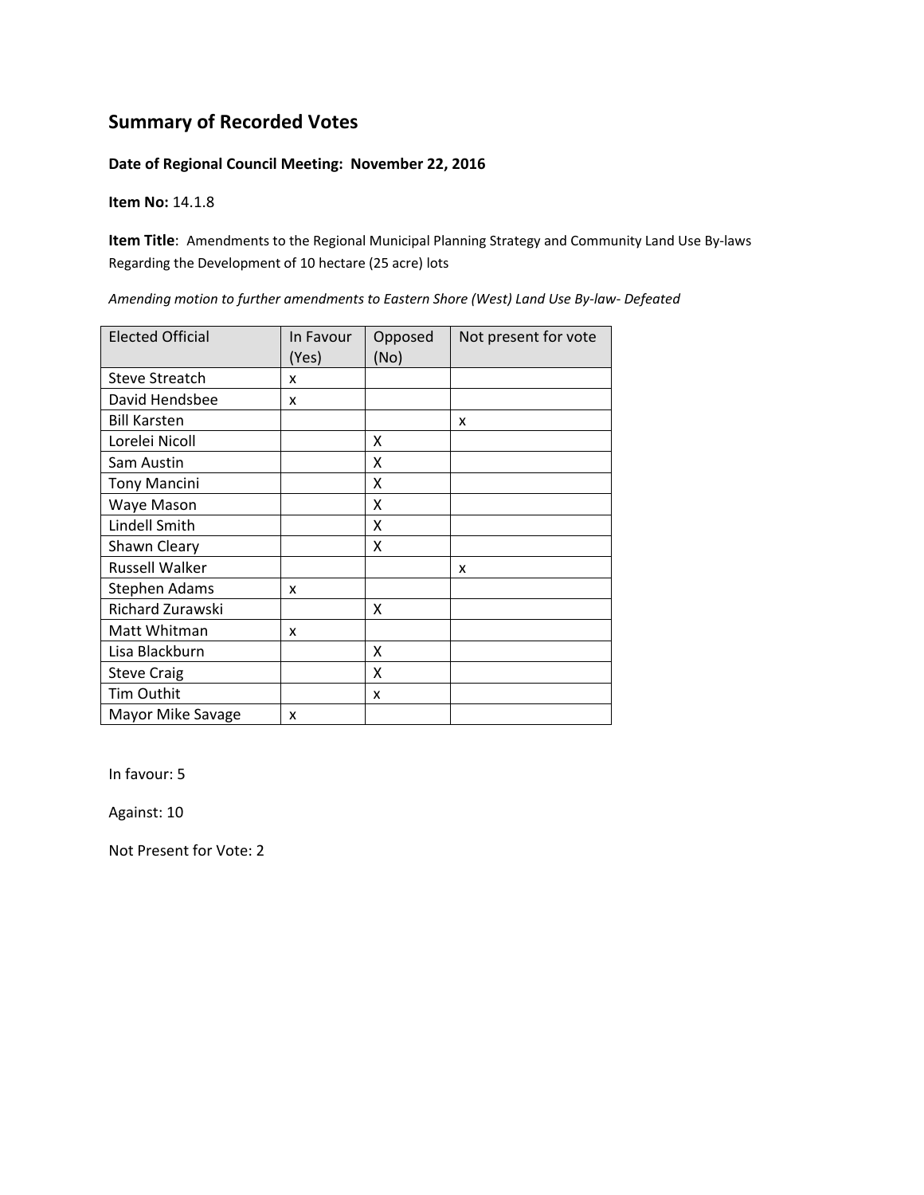# Summary of Recorded Votes

**Date of Regional Council Meeting: November 22, 2016**

**Item No:** 14.1.8

**Item Title**: Amendments to the Regional Municipal Planning Strategy and Community Land Use By-laws Regarding the Development of 10 hectare (25 acre) lots

*Amending motion to further amendments to Eastern Shore (West) Land Use By-law- Defeated*

| Elected Official | In Favour (Yes) | Opposed (No) | Not present for vote |
|---|---|---|---|
| Steve Streatch | x | | |
| David Hendsbee | x | | |
| Bill Karsten | | | x |
| Lorelei Nicoll | | X | |
| Sam Austin | | X | |
| Tony Mancini | | X | |
| Waye Mason | | X | |
| Lindell Smith | | X | |
| Shawn Cleary | | X | |
| Russell Walker | | | x |
| Stephen Adams | x | | |
| Richard Zurawski | | X | |
| Matt Whitman | x | | |
| Lisa Blackburn | | X | |
| Steve Craig | | X | |
| Tim Outhit | | x | |
| Mayor Mike Savage | x | | |

In favour: 5

Against: 10

Not Present for Vote: 2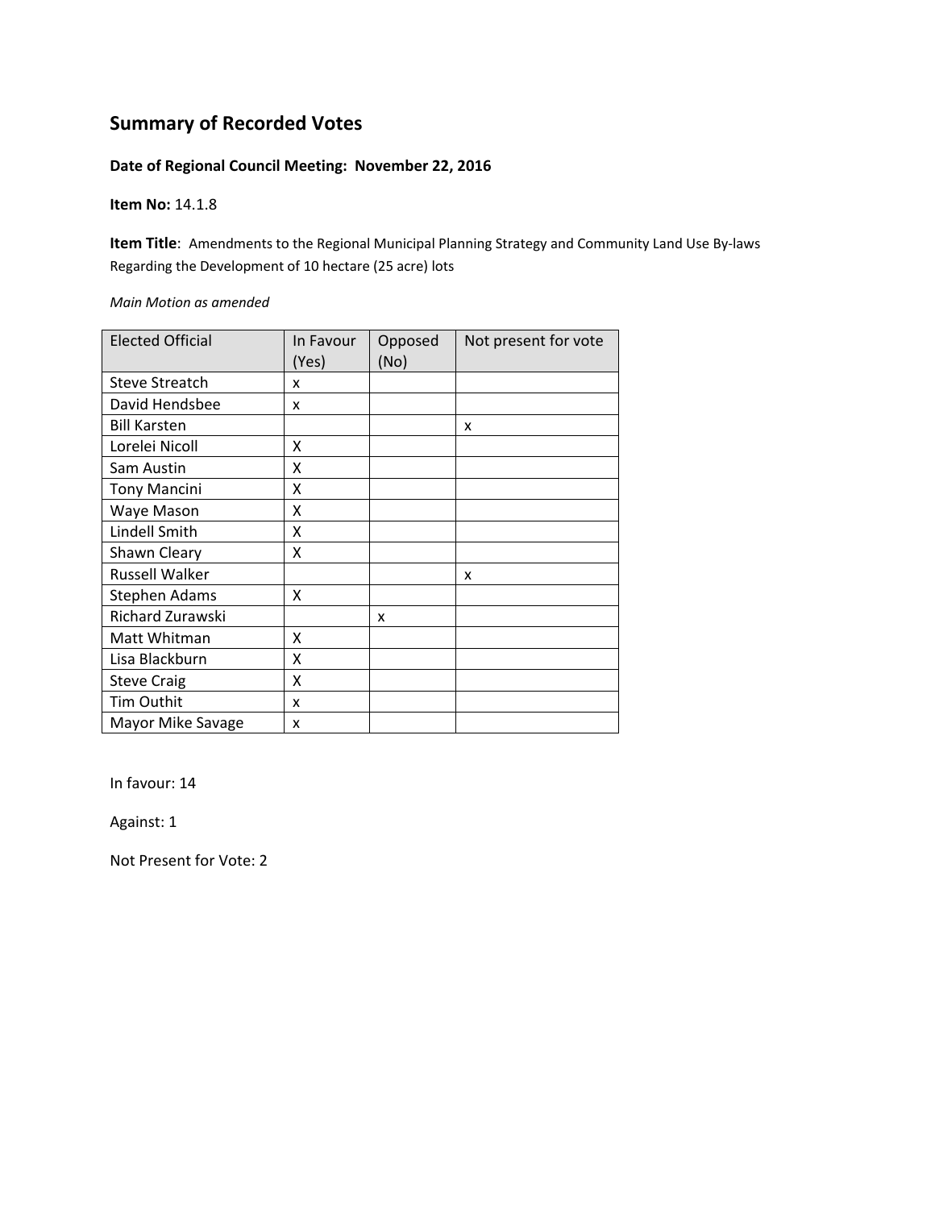## Summary of Recorded Votes

**Date of Regional Council Meeting: November 22, 2016**

**Item No:** 14.1.8

**Item Title**: Amendments to the Regional Municipal Planning Strategy and Community Land Use By-laws Regarding the Development of 10 hectare (25 acre) lots

*Main Motion as amended*

| Elected Official | In Favour (Yes) | Opposed (No) | Not present for vote |
| --- | --- | --- | --- |
| Steve Streatch | x | | |
| David Hendsbee | x | | |
| Bill Karsten | | | x |
| Lorelei Nicoll | X | | |
| Sam Austin | X | | |
| Tony Mancini | X | | |
| Waye Mason | X | | |
| Lindell Smith | X | | |
| Shawn Cleary | X | | |
| Russell Walker | | | x |
| Stephen Adams | X | | |
| Richard Zurawski | | x | |
| Matt Whitman | X | | |
| Lisa Blackburn | X | | |
| Steve Craig | X | | |
| Tim Outhit | x | | |
| Mayor Mike Savage | x | | |

In favour: 14

Against: 1

Not Present for Vote: 2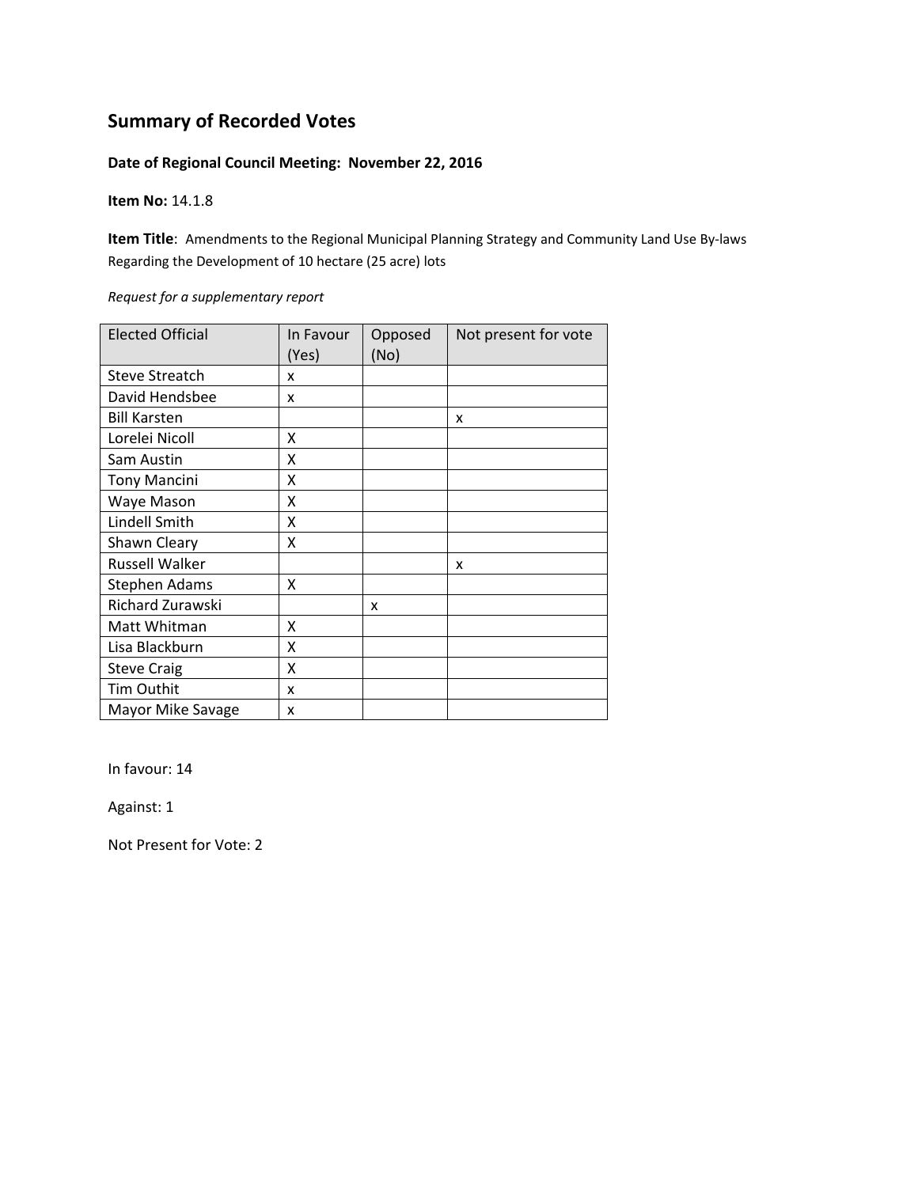# Summary of Recorded Votes

**Date of Regional Council Meeting: November 22, 2016**

**Item No:** 14.1.8

**Item Title**: Amendments to the Regional Municipal Planning Strategy and Community Land Use By-laws Regarding the Development of 10 hectare (25 acre) lots

*Request for a supplementary report*

| Elected Official | In Favour (Yes) | Opposed (No) | Not present for vote |
|---|---|---|---|
| Steve Streatch | x | | |
| David Hendsbee | x | | |
| Bill Karsten | | | x |
| Lorelei Nicoll | X | | |
| Sam Austin | X | | |
| Tony Mancini | X | | |
| Waye Mason | X | | |
| Lindell Smith | X | | |
| Shawn Cleary | X | | |
| Russell Walker | | | x |
| Stephen Adams | X | | |
| Richard Zurawski | | x | |
| Matt Whitman | X | | |
| Lisa Blackburn | X | | |
| Steve Craig | X | | |
| Tim Outhit | x | | |
| Mayor Mike Savage | x | | |

In favour: 14

Against: 1

Not Present for Vote: 2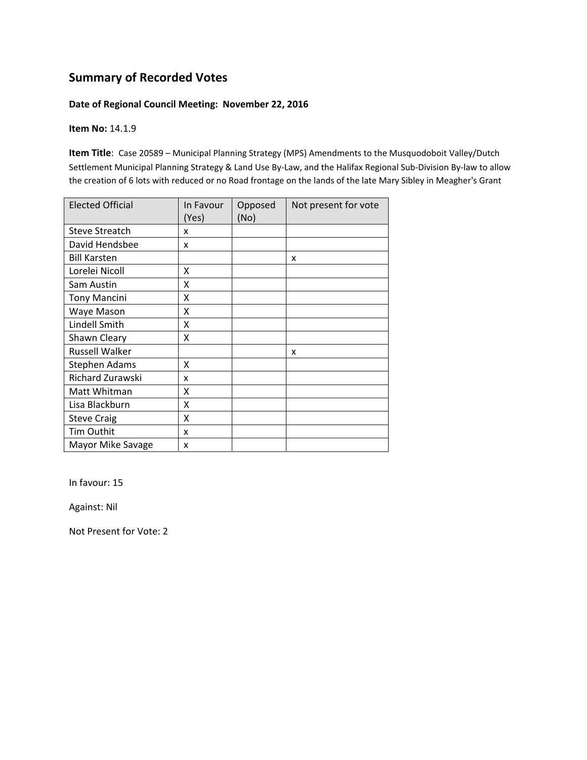## Summary of Recorded Votes

**Date of Regional Council Meeting: November 22, 2016**

**Item No:** 14.1.9

**Item Title**: Case 20589 – Municipal Planning Strategy (MPS) Amendments to the Musquodoboit Valley/Dutch Settlement Municipal Planning Strategy & Land Use By-Law, and the Halifax Regional Sub-Division By-law to allow the creation of 6 lots with reduced or no Road frontage on the lands of the late Mary Sibley in Meagher's Grant

| Elected Official | In Favour (Yes) | Opposed (No) | Not present for vote |
|---|---|---|---|
| Steve Streatch | x | | |
| David Hendsbee | x | | |
| Bill Karsten | | | x |
| Lorelei Nicoll | X | | |
| Sam Austin | X | | |
| Tony Mancini | X | | |
| Waye Mason | X | | |
| Lindell Smith | X | | |
| Shawn Cleary | X | | |
| Russell Walker | | | x |
| Stephen Adams | X | | |
| Richard Zurawski | x | | |
| Matt Whitman | X | | |
| Lisa Blackburn | X | | |
| Steve Craig | X | | |
| Tim Outhit | x | | |
| Mayor Mike Savage | x | | |

In favour: 15

Against: Nil

Not Present for Vote: 2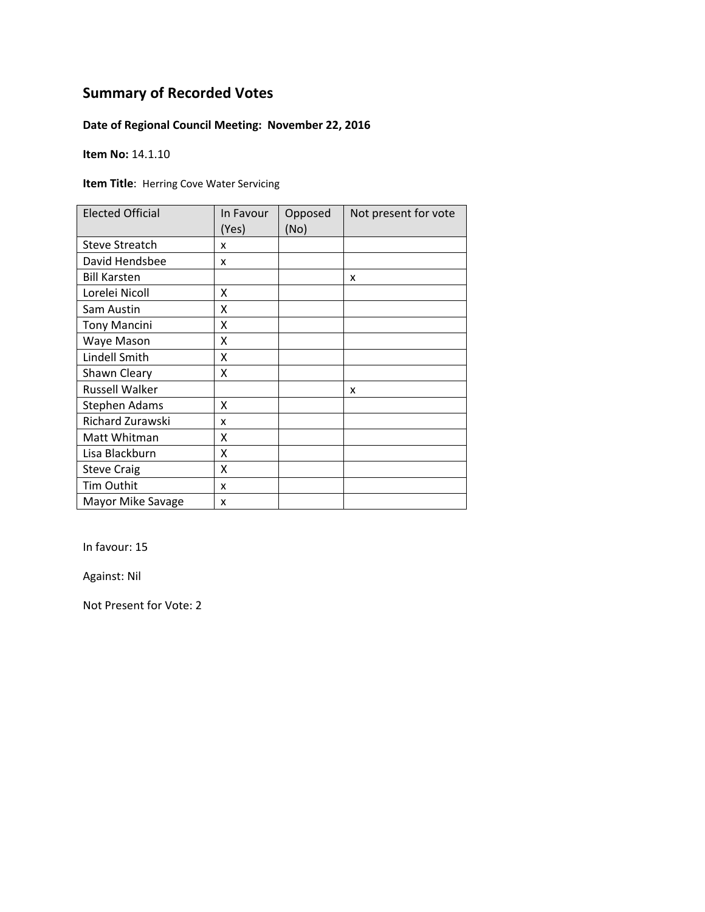## Summary of Recorded Votes

**Date of Regional Council Meeting: November 22, 2016**

**Item No:** 14.1.10

**Item Title**: Herring Cove Water Servicing

| Elected Official | In Favour (Yes) | Opposed (No) | Not present for vote |
|---|---|---|---|
| Steve Streatch | x | | |
| David Hendsbee | x | | |
| Bill Karsten | | | x |
| Lorelei Nicoll | X | | |
| Sam Austin | X | | |
| Tony Mancini | X | | |
| Waye Mason | X | | |
| Lindell Smith | X | | |
| Shawn Cleary | X | | |
| Russell Walker | | | x |
| Stephen Adams | X | | |
| Richard Zurawski | x | | |
| Matt Whitman | X | | |
| Lisa Blackburn | X | | |
| Steve Craig | X | | |
| Tim Outhit | x | | |
| Mayor Mike Savage | x | | |

In favour: 15

Against: Nil

Not Present for Vote: 2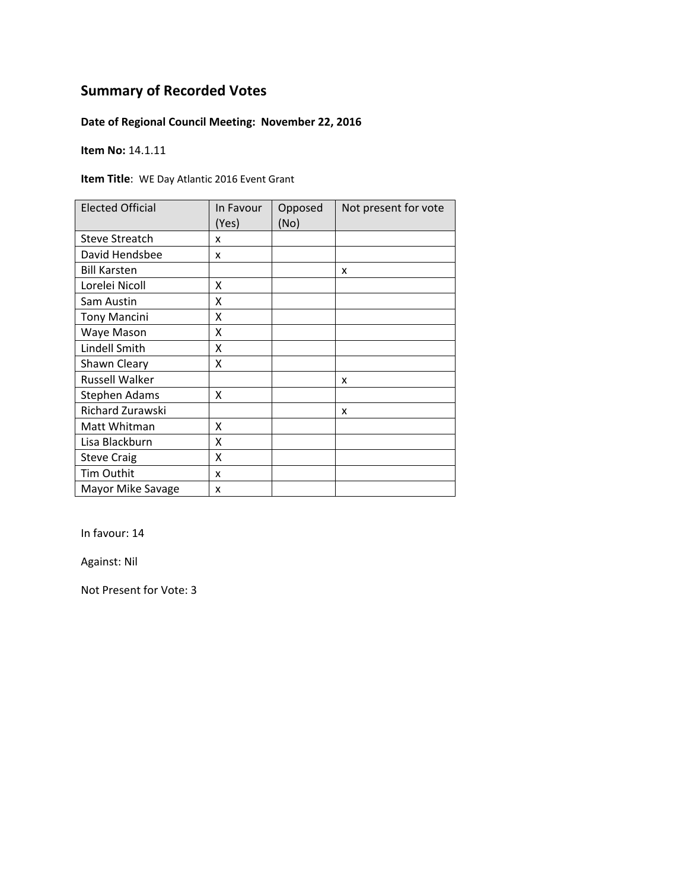## Summary of Recorded Votes

**Date of Regional Council Meeting: November 22, 2016**

**Item No:** 14.1.11

**Item Title**: WE Day Atlantic 2016 Event Grant

| Elected Official | In Favour (Yes) | Opposed (No) | Not present for vote |
|---|---|---|---|
| Steve Streatch | x | | |
| David Hendsbee | x | | |
| Bill Karsten | | | x |
| Lorelei Nicoll | X | | |
| Sam Austin | X | | |
| Tony Mancini | X | | |
| Waye Mason | X | | |
| Lindell Smith | X | | |
| Shawn Cleary | X | | |
| Russell Walker | | | x |
| Stephen Adams | X | | |
| Richard Zurawski | | | x |
| Matt Whitman | X | | |
| Lisa Blackburn | X | | |
| Steve Craig | X | | |
| Tim Outhit | x | | |
| Mayor Mike Savage | x | | |

In favour: 14

Against: Nil

Not Present for Vote: 3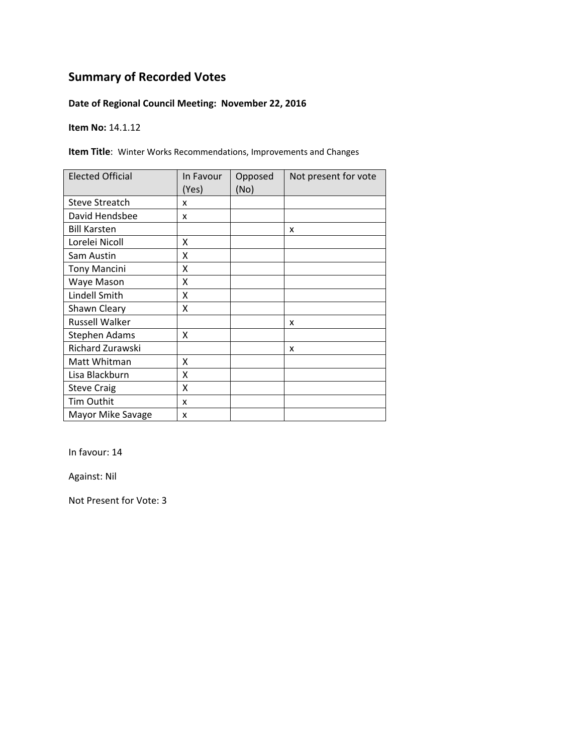## Summary of Recorded Votes

**Date of Regional Council Meeting: November 22, 2016**

**Item No:** 14.1.12

**Item Title**: Winter Works Recommendations, Improvements and Changes

| Elected Official | In Favour (Yes) | Opposed (No) | Not present for vote |
|---|---|---|---|
| Steve Streatch | x | | |
| David Hendsbee | x | | |
| Bill Karsten | | | x |
| Lorelei Nicoll | X | | |
| Sam Austin | X | | |
| Tony Mancini | X | | |
| Waye Mason | X | | |
| Lindell Smith | X | | |
| Shawn Cleary | X | | |
| Russell Walker | | | x |
| Stephen Adams | X | | |
| Richard Zurawski | | | x |
| Matt Whitman | X | | |
| Lisa Blackburn | X | | |
| Steve Craig | X | | |
| Tim Outhit | x | | |
| Mayor Mike Savage | x | | |

In favour: 14

Against: Nil

Not Present for Vote: 3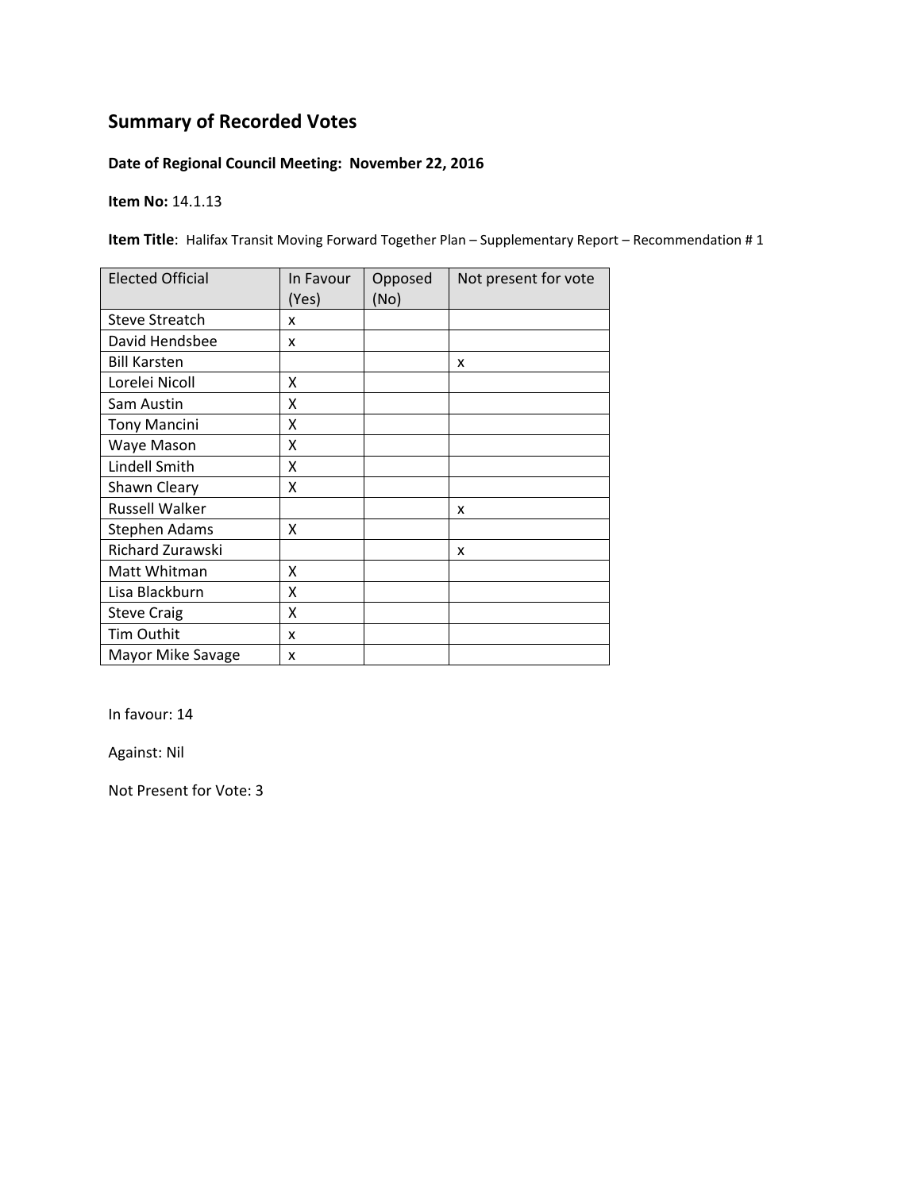## Summary of Recorded Votes

**Date of Regional Council Meeting: November 22, 2016**

**Item No:** 14.1.13

**Item Title**: Halifax Transit Moving Forward Together Plan – Supplementary Report – Recommendation # 1

| Elected Official | In Favour (Yes) | Opposed (No) | Not present for vote |
|---|---|---|---|
| Steve Streatch | x | | |
| David Hendsbee | x | | |
| Bill Karsten | | | x |
| Lorelei Nicoll | X | | |
| Sam Austin | X | | |
| Tony Mancini | X | | |
| Waye Mason | X | | |
| Lindell Smith | X | | |
| Shawn Cleary | X | | |
| Russell Walker | | | x |
| Stephen Adams | X | | |
| Richard Zurawski | | | x |
| Matt Whitman | X | | |
| Lisa Blackburn | X | | |
| Steve Craig | X | | |
| Tim Outhit | x | | |
| Mayor Mike Savage | x | | |

In favour: 14

Against: Nil

Not Present for Vote: 3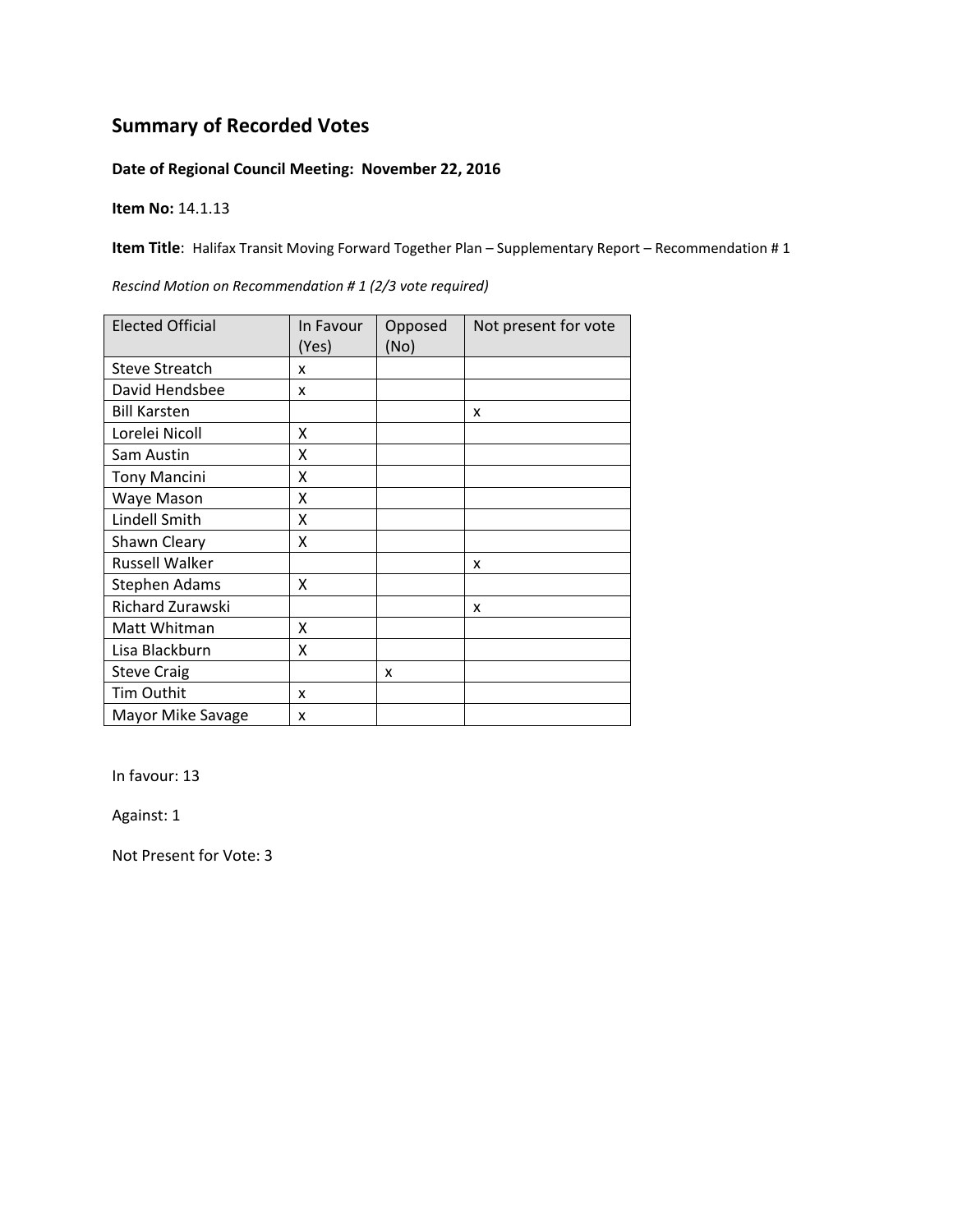## Summary of Recorded Votes

**Date of Regional Council Meeting: November 22, 2016**

**Item No:** 14.1.13

**Item Title**: Halifax Transit Moving Forward Together Plan – Supplementary Report – Recommendation # 1

*Rescind Motion on Recommendation # 1 (2/3 vote required)*

| Elected Official | In Favour (Yes) | Opposed (No) | Not present for vote |
|---|---|---|---|
| Steve Streatch | x | | |
| David Hendsbee | x | | |
| Bill Karsten | | | x |
| Lorelei Nicoll | X | | |
| Sam Austin | X | | |
| Tony Mancini | X | | |
| Waye Mason | X | | |
| Lindell Smith | X | | |
| Shawn Cleary | X | | |
| Russell Walker | | | x |
| Stephen Adams | X | | |
| Richard Zurawski | | | x |
| Matt Whitman | X | | |
| Lisa Blackburn | X | | |
| Steve Craig | | x | |
| Tim Outhit | x | | |
| Mayor Mike Savage | x | | |

In favour: 13

Against: 1

Not Present for Vote: 3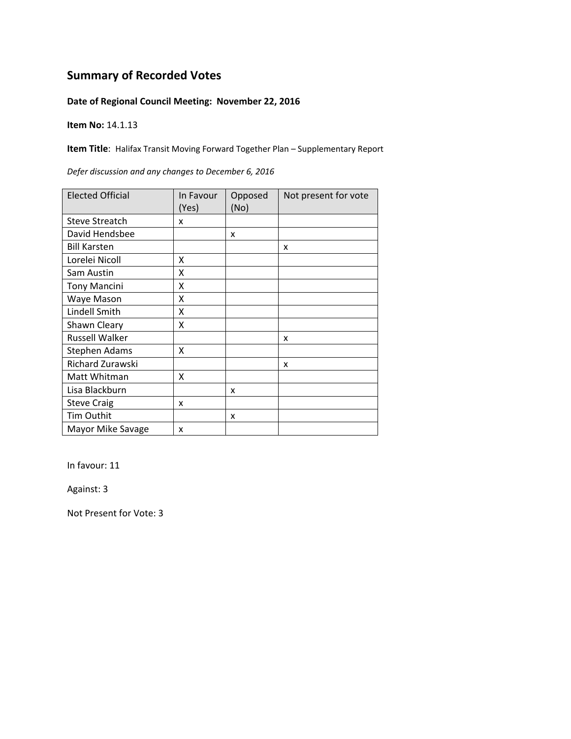## Summary of Recorded Votes

**Date of Regional Council Meeting: November 22, 2016**

**Item No:** 14.1.13

**Item Title**: Halifax Transit Moving Forward Together Plan – Supplementary Report

*Defer discussion and any changes to December 6, 2016*

| Elected Official | In Favour (Yes) | Opposed (No) | Not present for vote |
|---|---|---|---|
| Steve Streatch | x | | |
| David Hendsbee | | x | |
| Bill Karsten | | | x |
| Lorelei Nicoll | X | | |
| Sam Austin | X | | |
| Tony Mancini | X | | |
| Waye Mason | X | | |
| Lindell Smith | X | | |
| Shawn Cleary | X | | |
| Russell Walker | | | x |
| Stephen Adams | X | | |
| Richard Zurawski | | | x |
| Matt Whitman | X | | |
| Lisa Blackburn | | x | |
| Steve Craig | x | | |
| Tim Outhit | | x | |
| Mayor Mike Savage | x | | |

In favour: 11

Against: 3

Not Present for Vote: 3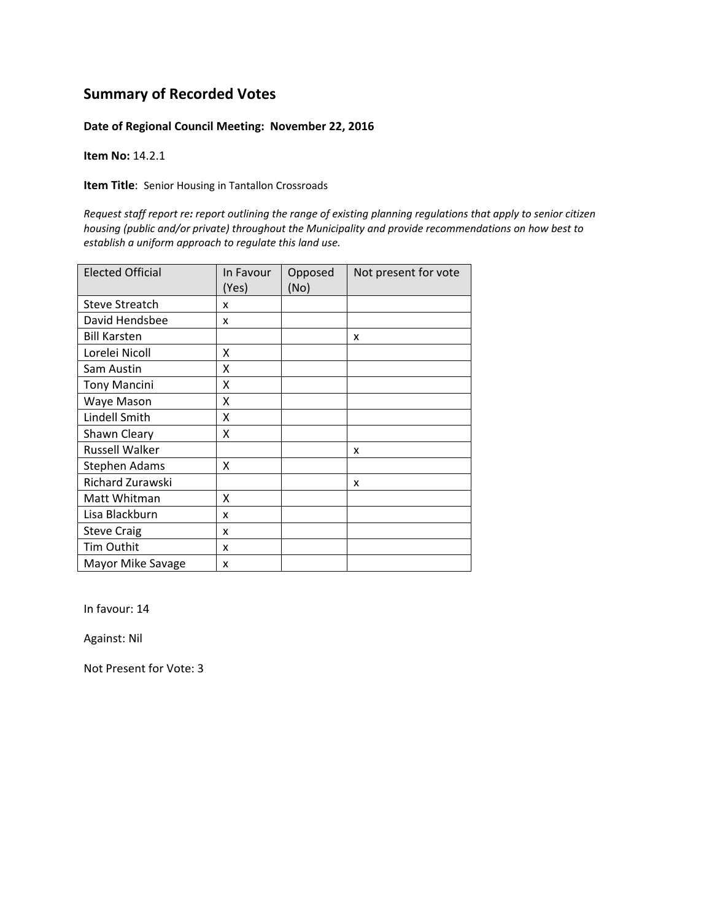# Summary of Recorded Votes

**Date of Regional Council Meeting: November 22, 2016**

**Item No:** 14.2.1

**Item Title**: Senior Housing in Tantallon Crossroads

*Request staff report re: report outlining the range of existing planning regulations that apply to senior citizen housing (public and/or private) throughout the Municipality and provide recommendations on how best to establish a uniform approach to regulate this land use.*

| Elected Official | In Favour (Yes) | Opposed (No) | Not present for vote |
|---|---|---|---|
| Steve Streatch | x | | |
| David Hendsbee | x | | |
| Bill Karsten | | | x |
| Lorelei Nicoll | X | | |
| Sam Austin | X | | |
| Tony Mancini | X | | |
| Waye Mason | X | | |
| Lindell Smith | X | | |
| Shawn Cleary | X | | |
| Russell Walker | | | x |
| Stephen Adams | X | | |
| Richard Zurawski | | | x |
| Matt Whitman | X | | |
| Lisa Blackburn | x | | |
| Steve Craig | x | | |
| Tim Outhit | x | | |
| Mayor Mike Savage | x | | |

In favour: 14

Against: Nil

Not Present for Vote: 3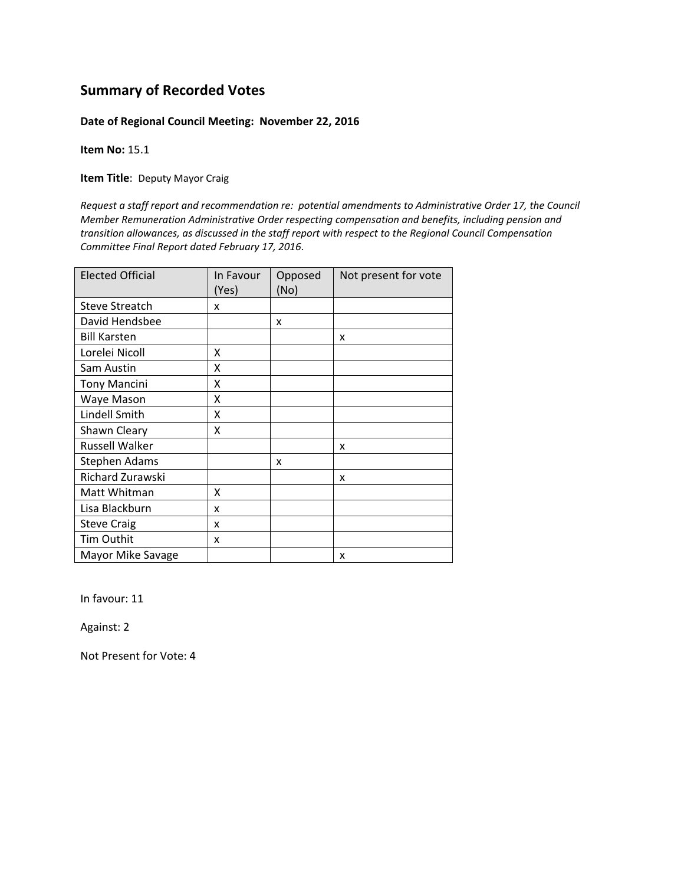## Summary of Recorded Votes

**Date of Regional Council Meeting: November 22, 2016**

**Item No:** 15.1

**Item Title**: Deputy Mayor Craig

*Request a staff report and recommendation re: potential amendments to Administrative Order 17, the Council Member Remuneration Administrative Order respecting compensation and benefits, including pension and transition allowances, as discussed in the staff report with respect to the Regional Council Compensation Committee Final Report dated February 17, 2016.*

| Elected Official | In Favour (Yes) | Opposed (No) | Not present for vote |
|---|---|---|---|
| Steve Streatch | x | | |
| David Hendsbee | | x | |
| Bill Karsten | | | x |
| Lorelei Nicoll | X | | |
| Sam Austin | X | | |
| Tony Mancini | X | | |
| Waye Mason | X | | |
| Lindell Smith | X | | |
| Shawn Cleary | X | | |
| Russell Walker | | | x |
| Stephen Adams | | x | |
| Richard Zurawski | | | x |
| Matt Whitman | X | | |
| Lisa Blackburn | x | | |
| Steve Craig | x | | |
| Tim Outhit | x | | |
| Mayor Mike Savage | | | x |

In favour: 11

Against: 2

Not Present for Vote: 4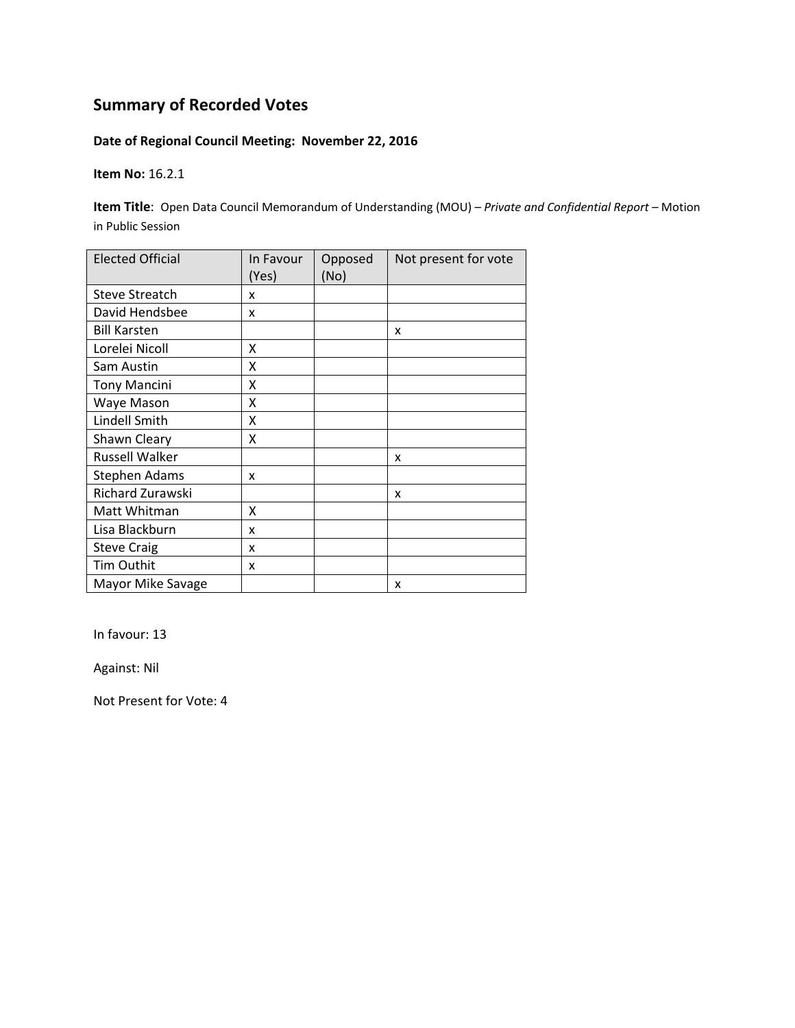# Summary of Recorded Votes

**Date of Regional Council Meeting: November 22, 2016**

**Item No:** 16.2.1

**Item Title**: Open Data Council Memorandum of Understanding (MOU) – *Private and Confidential Report* – Motion in Public Session

| Elected Official | In Favour (Yes) | Opposed (No) | Not present for vote |
|---|---|---|---|
| Steve Streatch | x | | |
| David Hendsbee | x | | |
| Bill Karsten | | | x |
| Lorelei Nicoll | X | | |
| Sam Austin | X | | |
| Tony Mancini | X | | |
| Waye Mason | X | | |
| Lindell Smith | X | | |
| Shawn Cleary | X | | |
| Russell Walker | | | x |
| Stephen Adams | x | | |
| Richard Zurawski | | | x |
| Matt Whitman | X | | |
| Lisa Blackburn | x | | |
| Steve Craig | x | | |
| Tim Outhit | x | | |
| Mayor Mike Savage | | | x |

In favour: 13

Against: Nil

Not Present for Vote: 4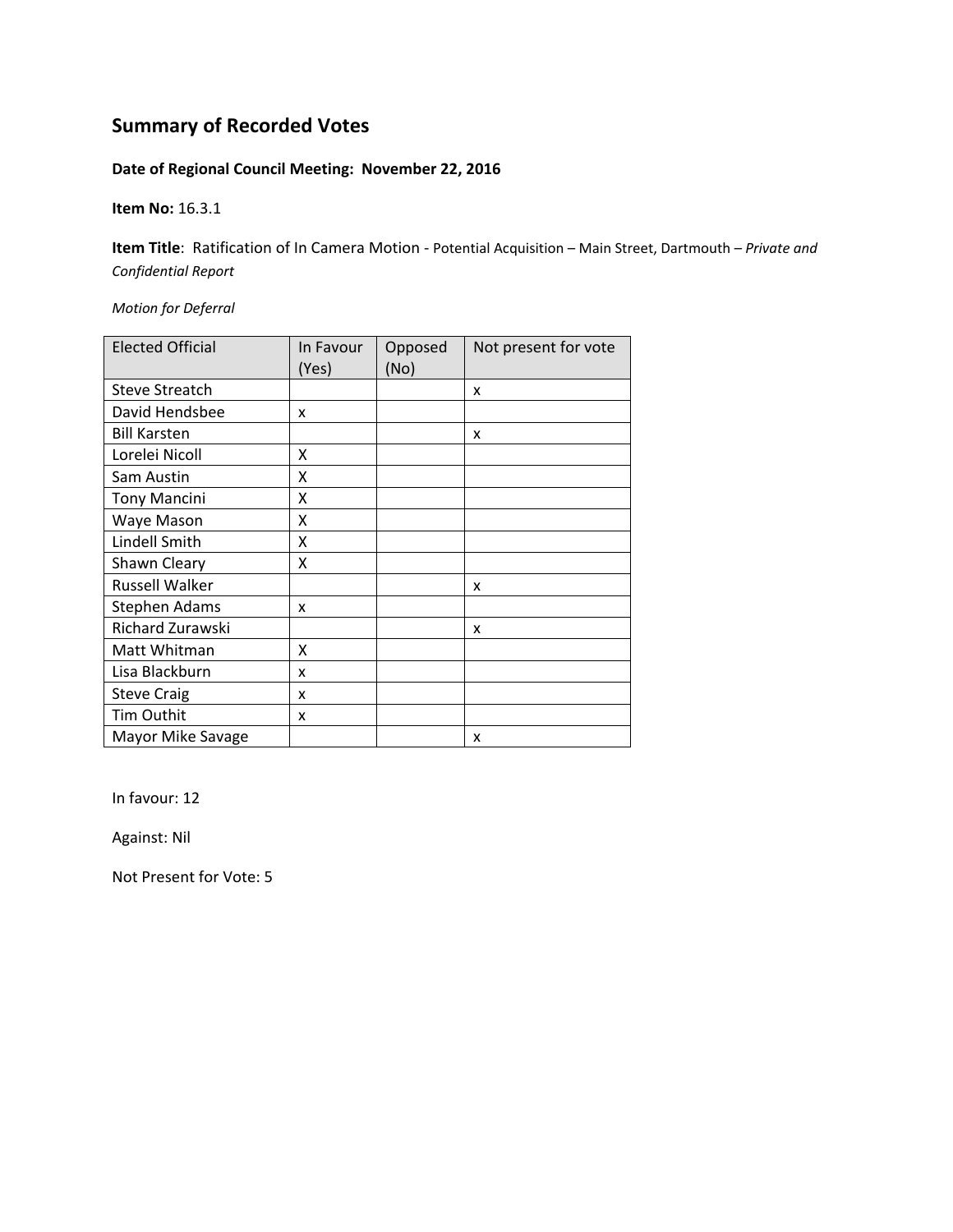# Summary of Recorded Votes

**Date of Regional Council Meeting: November 22, 2016**

**Item No:** 16.3.1

**Item Title**: Ratification of In Camera Motion - Potential Acquisition – Main Street, Dartmouth – *Private and Confidential Report*

*Motion for Deferral*

| Elected Official | In Favour (Yes) | Opposed (No) | Not present for vote |
|---|---|---|---|
| Steve Streatch | | | x |
| David Hendsbee | x | | |
| Bill Karsten | | | x |
| Lorelei Nicoll | X | | |
| Sam Austin | X | | |
| Tony Mancini | X | | |
| Waye Mason | X | | |
| Lindell Smith | X | | |
| Shawn Cleary | X | | |
| Russell Walker | | | x |
| Stephen Adams | x | | |
| Richard Zurawski | | | x |
| Matt Whitman | X | | |
| Lisa Blackburn | x | | |
| Steve Craig | x | | |
| Tim Outhit | x | | |
| Mayor Mike Savage | | | x |

In favour: 12

Against: Nil

Not Present for Vote: 5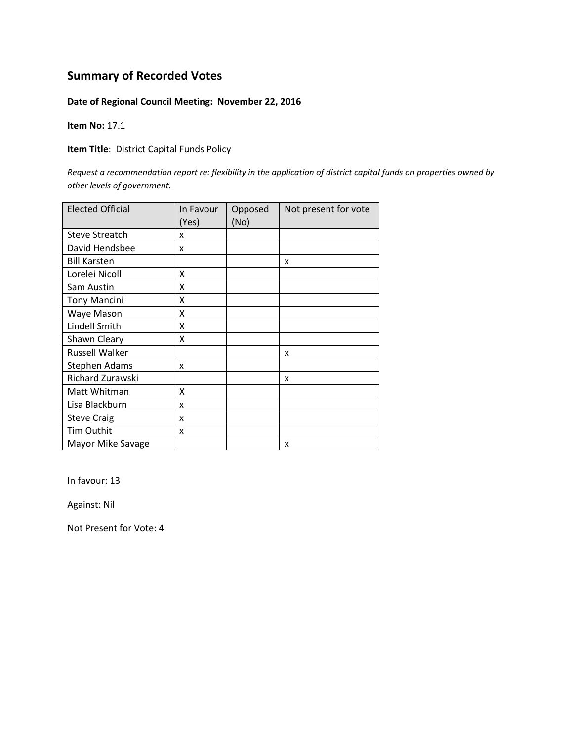## Summary of Recorded Votes

**Date of Regional Council Meeting: November 22, 2016**

**Item No:** 17.1

**Item Title**: District Capital Funds Policy

*Request a recommendation report re: flexibility in the application of district capital funds on properties owned by other levels of government.*

| Elected Official | In Favour (Yes) | Opposed (No) | Not present for vote |
|---|---|---|---|
| Steve Streatch | x | | |
| David Hendsbee | x | | |
| Bill Karsten | | | x |
| Lorelei Nicoll | X | | |
| Sam Austin | X | | |
| Tony Mancini | X | | |
| Waye Mason | X | | |
| Lindell Smith | X | | |
| Shawn Cleary | X | | |
| Russell Walker | | | x |
| Stephen Adams | x | | |
| Richard Zurawski | | | x |
| Matt Whitman | X | | |
| Lisa Blackburn | x | | |
| Steve Craig | x | | |
| Tim Outhit | x | | |
| Mayor Mike Savage | | | x |

In favour: 13

Against: Nil

Not Present for Vote: 4